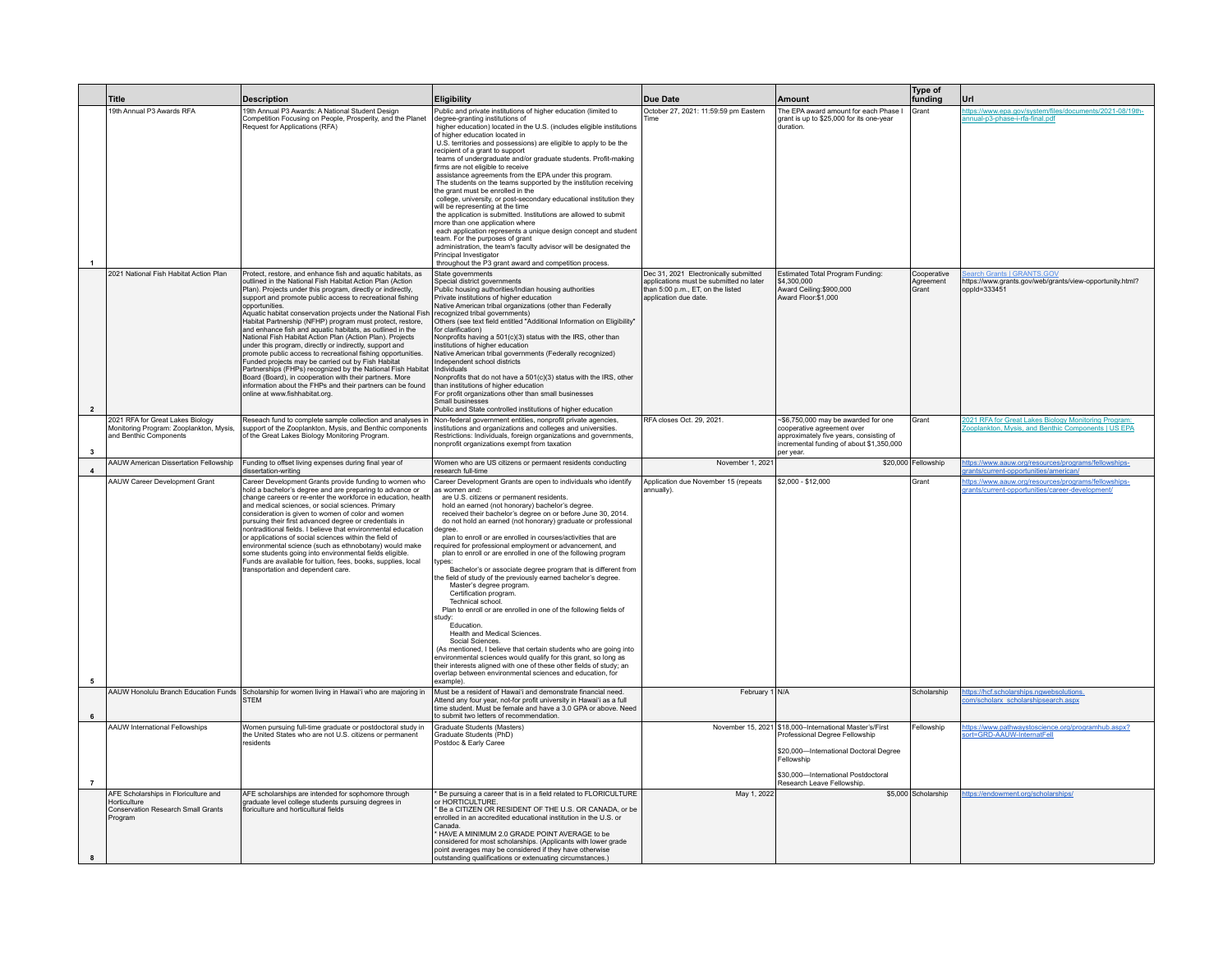| | Title | Description | Eligibility | Due Date | Amount | Type of funding | Url |
|---|---|---|---|---|---|---|---|
| 1 | 19th Annual P3 Awards RFA | 19th Annual P3 Awards: A National Student Design Competition Focusing on People, Prosperity, and the Planet Request for Applications (RFA) | Public and private institutions of higher education (limited to degree-granting institutions of higher education) located in the U.S. (includes eligible institutions of higher education located in U.S. territories and possessions) are eligible to apply to be the recipient of a grant to support teams of undergraduate and/or graduate students. Profit-making firms are not eligible to receive assistance agreements from the EPA under this program. The students on the teams supported by the institution receiving the grant must be enrolled in the college, university, or post-secondary educational institution they will be representing at the time the application is submitted. Institutions are allowed to submit more than one application where each application represents a unique design concept and student team. For the purposes of grant administration, the team's faculty advisor will be designated the Principal Investigator throughout the P3 grant award and competition process. | October 27, 2021: 11:59:59 pm Eastern Time | The EPA award amount for each Phase I grant is up to $25,000 for its one-year duration. | Grant | https://www.epa.gov/system/files/documents/2021-08/19th-annual-p3-phase-i-rfa-final.pdf |
| 2 | 2021 National Fish Habitat Action Plan | Protect, restore, and enhance fish and aquatic habitats, as outlined in the National Fish Habitat Action Plan (Action Plan). Projects under this program, directly or indirectly, support and promote public access to recreational fishing opportunities. Aquatic habitat conservation projects under the National Fish Habitat Partnership (NFHP) program must protect, restore, and enhance fish and aquatic habitats, as outlined in the National Fish Habitat Action Plan (Action Plan). Projects under this program, directly or indirectly, support and promote public access to recreational fishing opportunities. Funded projects may be carried out by Fish Habitat Partnerships (FHPs) recognized by the National Fish Habitat Board (Board), in cooperation with their partners. More information about the FHPs and their partners can be found online at www.fishhabitat.org. | State governments<br>Special district governments<br>Public housing authorities/Indian housing authorities<br>Private institutions of higher education<br>Native American tribal organizations (other than Federally recognized tribal governments)<br>Others (see text field entitled "Additional Information on Eligibility" for clarification)<br>Nonprofits having a 501(c)(3) status with the IRS, other than institutions of higher education<br>Native American tribal governments (Federally recognized)<br>Independent school districts<br>Individuals<br>Nonprofits that do not have a 501(c)(3) status with the IRS, other than institutions of higher education<br>For profit organizations other than small businesses<br>Small businesses<br>Public and State controlled institutions of higher education | Dec 31, 2021 Electronically submitted applications must be submitted no later than 5:00 p.m., ET, on the listed application due date. | Estimated Total Program Funding: $4,300,000<br>Award Ceiling:$900,000<br>Award Floor:$1,000 | Cooperative Agreement Grant | Search Grants \| GRANTS.GOV<br>https://www.grants.gov/web/grants/view-opportunity.html?oppId=333451 |
| 3 | 2021 RFA for Great Lakes Biology Monitoring Program: Zooplankton, Mysis, and Benthic Components | Reseach fund to complete sample collection and analyses in support of the Zooplankton, Mysis, and Benthic components of the Great Lakes Biology Monitoring Program. | Non-federal government entities, nonprofit private agencies, institutions and organizations and colleges and universities. Restrictions: Individuals, foreign organizations and governments, nonprofit organizations exempt from taxation | RFA closes Oct. 29, 2021. | ~$6,750,000 may be awarded for one cooperative agreement over approximately five years, consisting of incremental funding of about $1,350,000 per year. | Grant | 2021 RFA for Great Lakes Biology Monitoring Program: Zooplankton, Mysis, and Benthic Components \| US EPA |
| 4 | AAUW American Dissertation Fellowship | Funding to offset living expenses during final year of dissertation-writing | Women who are US citizens or permaent residents conducting research full-time | November 1, 2021 | $20,000 | Fellowship | https://www.aauw.org/resources/programs/fellowships-grants/current-opportunities/american/ |
| 5 | AAUW Career Development Grant | Career Development Grants provide funding to women who hold a bachelor's degree and are preparing to advance or change careers or re-enter the workforce in education, health and medical sciences, or social sciences. Primary consideration is given to women of color and women pursuing their first advanced degree or credentials in nontraditional fields. I believe that environmental education or applications of social sciences within the field of environmental science (such as ethnobotany) would make some students going into environmental fields eligible. Funds are available for tuition, fees, books, supplies, local transportation and dependent care. | Career Development Grants are open to individuals who identify as women and:<br>are U.S. citizens or permanent residents.<br>hold an earned (not honorary) bachelor's degree.<br>received their bachelor's degree on or before June 30, 2014.<br>do not hold an earned (not honorary) graduate or professional degree.<br>plan to enroll or are enrolled in courses/activities that are required for professional employment or advancement, and<br>plan to enroll or are enrolled in one of the following program types:<br>Bachelor's or associate degree program that is different from the field of study of the previously earned bachelor's degree.<br>Master's degree program.<br>Certification program.<br>Technical school.<br>Plan to enroll or are enrolled in one of the following fields of study:<br>Education.<br>Health and Medical Sciences.<br>Social Sciences.<br>(As mentioned, I believe that certain students who are going into environmental sciences would qualify for this grant, so long as their interests aligned with one of these other fields of study; an overlap between environmental sciences and education, for example). | Application due November 15 (repeats annually). | $2,000 - $12,000 | Grant | https://www.aauw.org/resources/programs/fellowships-grants/current-opportunities/career-development/ |
| 6 | AAUW Honolulu Branch Education Funds | Scholarship for women living in Hawai'i who are majoring in STEM | Must be a resident of Hawai'i and demonstrate financial need. Attend any four year, not-for-profit university in Hawai'i as a full time student. Must be female and have a 3.0 GPA or above. Need to submit two letters of recommendation. | February 1 | N/A | Scholarship | https://hcf.scholarships.ngwebsolutions.com/scholarx_scholarshipsearch.aspx |
| 7 | AAUW International Fellowships | Women pursuing full-time graduate or postdoctoral study in the United States who are not U.S. citizens or permanent residents | Graduate Students (Masters)<br>Graduate Students (PhD)<br>Postdoc & Early Caree | November 15, 2021 | $18,000–International Master's/First Professional Degree Fellowship<br><br>$20,000—International Doctoral Degree Fellowship<br><br>$30,000—International Postdoctoral Research Leave Fellowship. | Fellowship | https://www.pathwaystoscience.org/programhub.aspx?sort=GRD-AAUW-InternatFell |
| 8 | AFE Scholarships in Floriculture and Horticulture<br>Conservation Research Small Grants Program | AFE scholarships are intended for sophomore through graduate level college students pursuing degrees in floriculture and horticultural fields | * Be pursuing a career that is in a field related to FLORICULTURE or HORTICULTURE.<br>* Be a CITIZEN OR RESIDENT OF THE U.S. OR CANADA, or be enrolled in an accredited educational institution in the U.S. or Canada.<br>* HAVE A MINIMUM 2.0 GRADE POINT AVERAGE to be considered for most scholarships. (Applicants with lower grade point averages may be considered if they have otherwise outstanding qualifications or extenuating circumstances.) | May 1, 2022 | $5,000 | Scholarship | https://endowment.org/scholarships/ |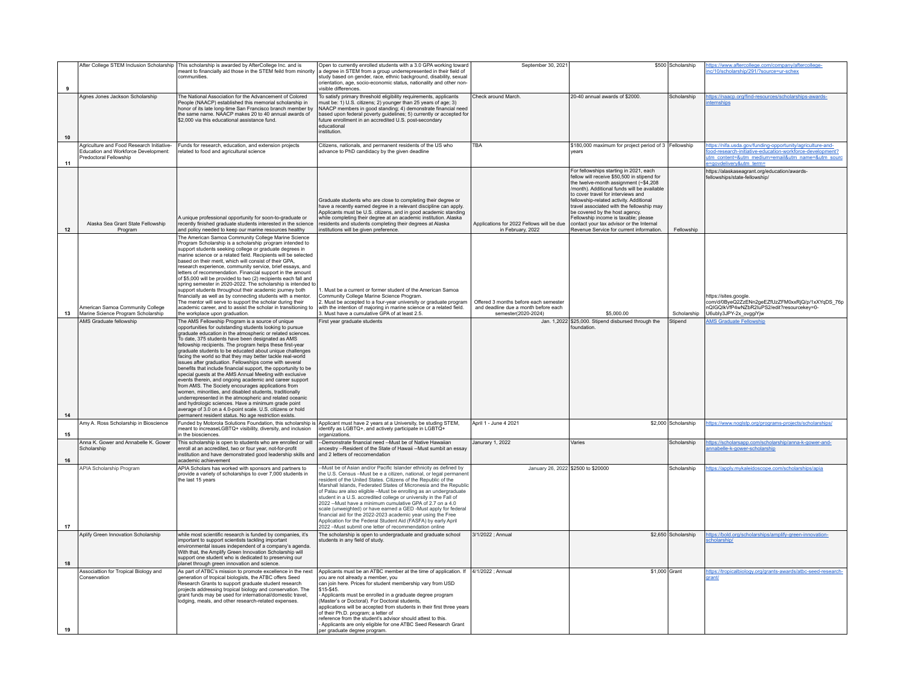| | | | | | | | |
|---|---|---|---|---|---|---|---|
| 9 | After College STEM Inclusion Scholarship | This scholarship is awarded by AfterCollege Inc. and is meant to financially aid those in the STEM feild from minority communities. | Open to currently enrolled students with a 3.0 GPA working toward a degree in STEM from a group underrepresented in their field of study based on gender, race, ethnic background, disability, sexual orientation, age, socio-economic status, nationality and other non-visible differences. | September 30, 2021 | $500 | Scholarship | https://www.aftercollege.com/company/aftercollege-inc/10/scholarship/291/?source=ur-schex |
| 10 | Agnes Jones Jackson Scholarship | The National Association for the Advancement of Colored People (NAACP) established this memorial scholarship in honor of its late long-time San Francisco branch member by the same name. NAACP makes 20 to 40 annual awards of $2,000 via this educational assistance fund. | To satisfy primary threshold eligibility requirements, applicants must be: 1) U.S. citizens; 2) younger than 25 years of age; 3) NAACP members in good standing; 4) demonstrate financial need based upon federal poverty guidelines; 5) currently or accepted for future enrollment in an accredited U.S. post-secondary educational institution. | Check around March. | 20-40 annual awards of $2000. | Scholarship | https://naacp.org/find-resources/scholarships-awards-internships |
| 11 | Agriculture and Food Research Initiative-Education and Workforce Development: Predoctoral Fellowship | Funds for research, education, and extension projects related to food and agricultural science | Citizens, nationals, and permanent residents of the US who advance to PhD candidacy by the given deadline | TBA | $180,000 maximum for project period of 3 years | Fellowship | https://nifa.usda.gov/funding-opportunity/agriculture-and-food-research-initiative-education-workforce-development?utm_content=&utm_medium=email&utm_name=&utm_source=govdelivery&utm_term= |
| 12 | Alaska Sea Grant State Fellowship Program | A unique professional opportunity for soon-to-graduate or recently finished graduate students interested in the science and policy needed to keep our marine resources healthy | Graduate students who are close to completing their degree or have a recently earned degree in a relevant discipline can apply. Applicants must be U.S. citizens, and in good academic standing while completing their degree at an academic institution. Alaska residents and students completing their degrees at Alaska institutions will be given preference. | Applications for 2022 Fellows will be due in February, 2022 | For fellowships starting in 2021, each fellow will receive $50,500 in stipend for the twelve-month assignment (~$4,208 /month). Additional funds will be available to cover travel for interviews and fellowship-related activity. Additional travel associated with the fellowship may be covered by the host agency. Fellowship income is taxable; please contact your tax advisor or the Internal Revenue Service for current information. | Fellowship | https://alaskaseagrant.org/education/awards-fellowships/state-fellowship/ |
| 13 | American Samoa Community College Marine Science Program Scholarship | The American Samoa Community College Marine Science Program Scholarship is a scholarship program intended to support students seeking college or graduate degrees in marine science or a related field. Recipients will be selected based on their merit, which will consist of their GPA, research experience, community service, brief essays, and letters of recommendation. Financial support in the amount of $5,000 will be provided to two (2) recipients each fall and spring semester in 2020-2022. The scholarship is intended to support students throughout their academic journey both financially as well as by connecting students with a mentor. The mentor will serve to support the scholar during their academic career, and to assist the scholar in transitioning to the workplace upon graduation. | 1. Must be a current or former student of the American Samoa Community College Marine Science Program. 2. Must be accepted to a four-year university or graduate program with the intention of majoring in marine science or a related field. 3. Must have a cumulative GPA of at least 2.5. | Offered 3 months before each semester and deadline due a month before each semester(2020-2024) | $5,000.00 | Scholarship | https://sites.google.com/d/0ByeQ2ZzENn2geEZfUzZFM0xxRjQ/p/1xXYqDS_76pnQIGQlkVfP4wNZbR2IuPS2/edit?resourcekey=0-U6ubly3JPY-2x_ovggiYjw |
| 14 | AMS Graduate fellowship | The AMS Fellowship Program is a source of unique opportunities for outstanding students looking to pursue graduate education in the atmospheric or related sciences. To date, 375 students have been designated as AMS fellowship recipients. The program helps these first-year graduate students to be educated about unique challenges facing the world so that they may better tackle real-world issues after graduation. Fellowships come with several benefits that include financial support, the opportunity to be special guests at the AMS Annual Meeting with exclusive events therein, and ongoing academic and career support from AMS. The Society encourages applications from women, minorities, and disabled students, traditionally underrepresented in the atmospheric and related oceanic and hydrologic sciences. Have a minimum grade point average of 3.0 on a 4.0-point scale. U.S. citizens or hold permanent resident status. No age restriction exists. | First year graduate students | Jan. 1,2022 | $25,000. Stipend disbursed through the foundation. | Stipend | AMS Graduate Fellowship |
| 15 | Amy A. Ross Scholarship in Bioscience | Funded by Motorola Solutions Foundation, this scholarship is meant to increaseLGBTQ+ visibility, diversity, and inclusion in the biosciences. | Applicant must have 2 years at a University, be studing STEM, identify as LGBTQ+, and actively participate in LGBTQ+ organizations. | April 1 - June 4 2021 | $2,000 | Scholarship | https://www.noglstp.org/programs-projects/scholarships/ |
| 16 | Anna K. Gower and Annabelle K. Gower Scholarship | This scholarship is open to students who are enrolled or will enroll at an accredited, two or four year, not-for-profit institution and have demonstrated good leadership skills and academic achievement | --Demonstrate financial need --Must be of Native Hawaiian ancestry --Resident of the State of Hawaii --Must sumbit an essay and 2 letters of reccomendation | Janurary 1, 2022 | Varies | Scholarship | https://scholarsapp.com/scholarship/anna-k-gower-and-annabelle-k-gower-scholarship |
| 17 | APIA Scholarship Program | APIA Scholars has worked with sponsors and partners to provide a variety of scholarships to over 7,000 students in the last 15 years | --Must be of Asian and/or Pacific Islander ethnicity as defined by the U.S. Census --Must be a citizen, national, or legal permanent resident of the United States. Citizens of the Republic of the Marshall Islands, Federated States of Micronesia and the Republic of Palau are also eligible --Must be enrolling as an undergraduate student in a U.S. accredited college or university in the Fall of 2022 --Must have a minimum cumulative GPA of 2.7 on a 4.0 scale (unweighted) or have earned a GED -Must apply for federal financial aid for the 2022-2023 academic year using the Free Application for the Federal Student Aid (FASFA) by early April 2022 --Must submit one letter of recommendation online | January 26, 2022 | $2500 to $20000 | Scholarship | https://apply.mykaleidoscope.com/scholarships/apia |
| 18 | Aplify Green Innovation Scholarship | while most scientific research is funded by companies, it's important to support scientists tackling important environmental issues independent of a company's agenda. With that, the Amplify Green Innovation Scholarship will support one student who is dedicated to preserving our planet through green innovation and science. | The scholarship is open to undergraduate and graduate school students in any field of study. | 3/1/2022 ; Annual | $2,650 | Scholarship | https://bold.org/scholarships/amplify-green-innovation-scholarship/ |
| 19 | Associattion for Tropical Biology and Conservation | As part of ATBC's mission to promote excellence in the next generation of tropical biologists, the ATBC offers Seed Research Grants to support graduate student research projects addressing tropical biology and conservation. The grant funds may be used for international/domestic travel, lodging, meals, and other research-related expenses. | Applicants must be an ATBC member at the time of application. If you are not already a member, you can join here. Prices for student membership vary from USD $15-$45. - Applicants must be enrolled in a graduate degree program (Master's or Doctoral). For Doctoral students, applications will be accepted from students in their first three years of their Ph.D. program; a letter of reference from the student's advisor should attest to this. - Applicants are only eligible for one ATBC Seed Research Grant per graduate degree program. | 4/1/2022 ; Annual | $1,000 | Grant | https://tropicalbiology.org/grants-awards/atbc-seed-research-grant/ |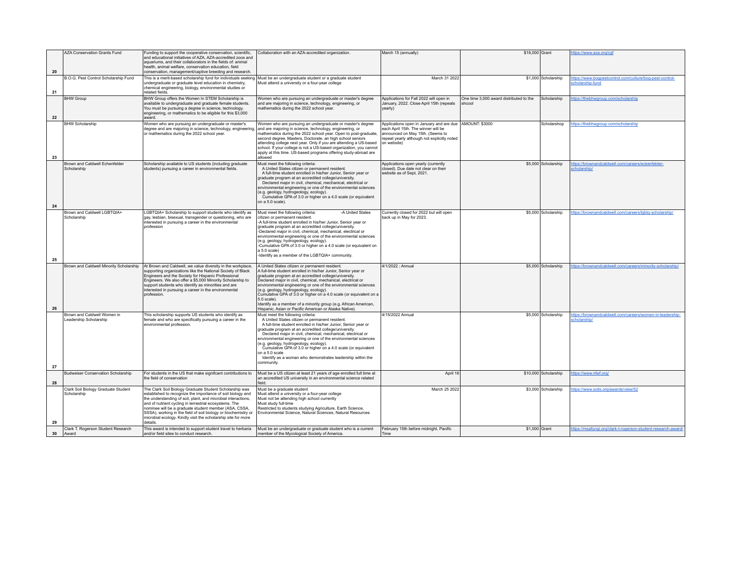| 20 | AZA Conservation Grants Fund | Funding to support the cooperative conservation, scientific, and educational initiatives of AZA, AZA-accredited zoos and aquariums, and their collaborators in the fields of: animal health, animal welfare, conservation education, field conservation, management/captive breeding and research. | Collaboration with an AZA-accredited organization. | March 15 (annually) | $18,000 | Grant | https://www.aza.org/cgf |
|---|---|---|---|---|---|---|---|
| 21 | B.O.G. Pest Control Scholarship Fund | This is a merit-based scholarship fund for individuals seeking undergraduate or graduate level education in chemistry, chemical engineering, biology, environmental studies or related fields. | Must be an undergraduate student or a graduate student<br>Must attend a university or a four-year college | March 31 2022 | $1,000 | Scholarship | https://www.bogpestcontrol.com/culture/bog-pest-control-scholarship-fund |
| 22 | BHW Group | BHW Group offers the Women In STEM Scholarship is available to undergraduate and graduate female students. You must be pursuing a degree in science, technology, engineering, or mathematics to be eligible for this $3,000 award. | Women who are pursuing an undergraduate or master's degree and are majoring in science, technology, engineering, or mathematics during the 2022 school year. | Applications for Fall 2022 will open in January, 2022. Close April 15th (repeats yearly) | One time 3,000 award distributed to the shcool | Scholarship | https://thebhwgroup.com/scholarship |
| 23 | BHW Scholarship | Women who are pursuing an undergraduate or master's degree and are majoring in science, technology, engineering, or mathematics during the 2022 school year. | Women who are pursuing an undergraduate or master's degree and are majoring in science, technology, engineering, or mathematics during the 2022 school year. Open to post-graduate, second degree, Masters, Doctorate, an high school seniors attending college next year. Only if you are attending a US-based school. If your college is not a US-based organization, you cannot apply at this time. US-based programs offering study-abroad are allowed | Applications open in January and are due each April 15th. The winner will be announced on May 15th. (Seems to repeat yearly although not explicitly noted on website) | AMOUNT: $3000 | Scholarshop | https://thebhwgroup.com/scholarship |
| 24 | Brown and Caldwell Echenfelder Scholarship | Scholarship available to US students (including graduate students) pursuing a career in environmental fields. | Must meet the following criteria:<br>A United States citizen or permanent resident.<br>A full-time student enrolled in his/her Junior, Senior year or graduate program at an accredited college/university.<br>Declared major in civil, chemical, mechanical, electrical or environmental engineering or one of the environmental sciences (e.g. geology, hydrogeology, ecology).<br>Cumulative GPA of 3.0 or higher on a 4.0 scale (or equivalent on a 5.0 scale). | Applications open yearly (currently closed). Due date not clear on their website as of Sept, 2021. | $5,000 | Scholarship | https://brownandcaldwell.com/careers/eckenfelder-scholarship/ |
| 25 | Brown and Caldwell LGBTQIA+ Scholarship | LGBTQIA+ Scholarship to support students who identify as gay, lesbian, bisexual, transgender or questioning, who are interested in pursuing a career in the environmental profession | Must meet the following criteria: -A United States citizen or permanent resident.<br>-A full-time student enrolled in his/her Junior, Senior year or graduate program at an accredited college/university.<br>-Declared major in civil, chemical, mechanical, electrical or environmental engineering or one of the environmental sciences (e.g. geology, hydrogeology, ecology).<br>-Cumulative GPA of 3.0 or higher on a 4.0 scale (or equivalent on a 5.0 scale)<br>-Identify as a member of the LGBTQIA+ community. | Currently closed for 2022 but will open back up in May for 2023. | $5,000 | Scholarship | https://brownandcaldwell.com/careers/lgbtq-scholarship/ |
| 26 | Brown and Caldwell Minority Scholarship | At Brown and Caldwell, we value diversity in the workplace, supporting organizations like the National Society of Black Engineers and the Society for Hispanic Professional Engineers. We also offer a $5,000 Minority Scholarship to support students who identify as minorities and are interested in pursuing a career in the environmental profession. | A United States citizen or permanent resident.<br>A full-time student enrolled in his/her Junior, Senior year or graduate program at an accredited college/university.<br>Declared major in civil, chemical, mechanical, electrical or environmental engineering or one of the environmental sciences (e.g. geology, hydrogeology, ecology).<br>Cumulative GPA of 3.0 or higher on a 4.0 scale (or equivalent on a 5.0 scale).<br>Identify as a member of a minority group (e.g. African American, Hispanic, Asian or Pacific American or Alaska Native). | 4/1/2022 ; Annual | $5,000 | Scholarship | https://brownandcaldwell.com/careers/minority-scholarship/ |
| 27 | Brown and Caldwell Women in Leadership Scholarship | This scholarship supports US students who identify as female and who are specifically pursuing a career in the environmental profession. | Must meet the following criteria:<br>A United States citizen or permanent resident.<br>A full-time student enrolled in his/her Junior, Senior year or graduate program at an accredited college/university.<br>Declared major in civil, chemical, mechanical, electrical or environmental engineering or one of the environmental sciences (e.g. geology, hydrogeology, ecology).<br>Cumulative GPA of 3.0 or higher on a 4.0 scale (or equivalent on a 5.0 scale<br>Identify as a woman who demonstrates leadership within the community. | 4/15/2022 Annual | $5,000 | Scholarship | https://brownandcaldwell.com/careers/women-in-leadership-scholarship/ |
| 28 | Budweiser Conservation Scholarship | For students in the US that make signifcant contributions to the field of conservation | Must be a US citizen at least 21 years of age enrolled full time at an accredited US university in an environmental science related field. | April 16 | $10,000 | Scholarship | https://www.nfwf.org/ |
| 29 | Clark Soil Biology Graduate Student Scholarship | The Clark Soil Biology Graduate Student Scholarship was established to recognize the importance of soil biology and the understanding of soil, plant, and microbial interactions, and of nutrient cycling in terrestrial ecosystems. The nominee will be a graduate student member (ASA, CSSA, SSSA), working in the field of soil biology or biochemistry or microbial ecology. Kindly visit the scholarship site for more details. | Must be a graduate student<br>Must attend a university or a four-year college<br>Must not be attending high school currently<br>Must study full-time<br>Restricted to students studying Agriculture, Earth Science, Environmental Science, Natural Sciences, Natural Resources | March 25 2022 | $3,000 | Scholarship | https://www.soils.org/awards/view/52 |
| 30 | Clark T. Rogerson Student Research Award | This award is intended to support student travel to herbaria and/or field sites to conduct research. | Must be an undergraduate or graduate student who is a current member of the Mycological Society of America. | February 15th before midnight, Pacific Time | $1,000 | Grant | https://msafungi.org/clark-t-rogerson-student-research-award/ |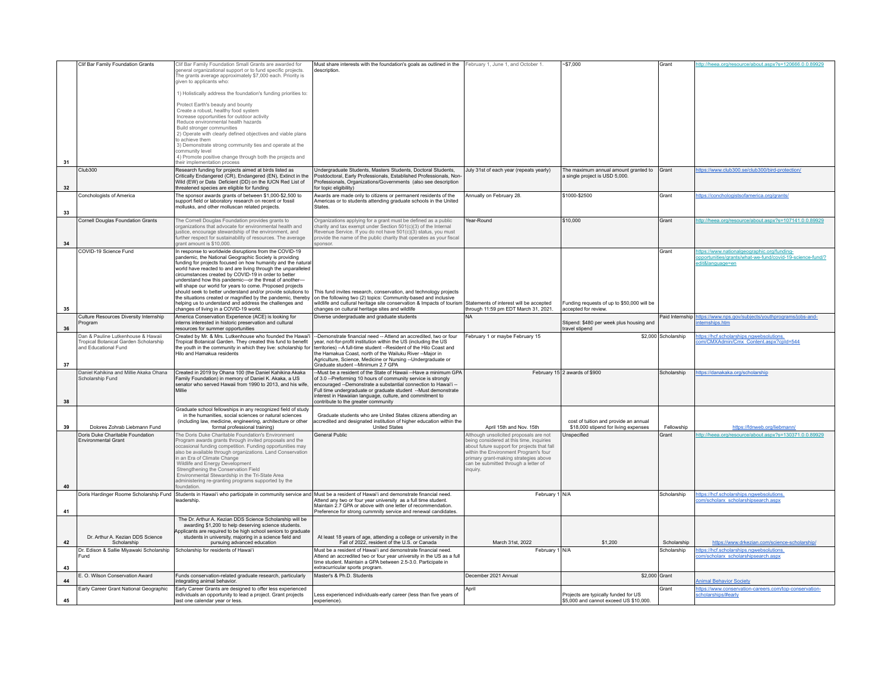| 31 | Clif Bar Family Foundation Grants | Clif Bar Family Foundation Small Grants are awarded for general organizational support or to fund specific projects. The grants average approximately $7,000 each. Priority is given to applicants who:<br><br>1) Holistically address the foundation's funding priorities to:<br><br>Protect Earth's beauty and bounty<br>Create a robust, healthy food system<br>Increase opportunities for outdoor activity<br>Reduce environmental health hazards<br>Build stronger communities<br>2) Operate with clearly defined objectives and viable plans to achieve them<br>3) Demonstrate strong community ties and operate at the community level<br>4) Promote positive change through both the projects and their implementation process | Must share interests with the foundation's goals as outlined in the description. | February 1, June 1, and October 1. | ~$7,000 | Grant | http://heea.org/resource/about.aspx?s=120666.0.0.89929 |
|---|---|---|---|---|---|---|---|
| 32 | Club300 | Research funding for projects aimed at birds listed as Critically Endangered (CR), Endangered (EN), Extinct in the Wild (EW) or Data Deficient (DD) on the IUCN Red List of threatened species are eligible for funding | Undergraduate Students, Masters Students, Doctoral Students, Postdoctoral, Early Professionals, Established Professionals, Non-Professionals, Organizations/Governments (also see description for topic eligibility) | July 31st of each year (repeats yearly) | The maximum annual amount granted to a single project is USD 5,000. | Grant | https://www.club300.se/club300/bird-protection/ |
| 33 | Conchologists of America | The sponsor awards grants of between $1,000-$2,500 to support field or laboratory research on recent or fossil mollusks, and other molluscan related projects. | Awards are made only to citizens or permanent residents of the Americas or to students attending graduate schools in the United States. | Annually on February 28. | $1000-$2500 | Grant | https://conchologistsofamerica.org/grants/ |
| 34 | Cornell Douglas Foundation Grants | The Cornell Douglas Foundation provides grants to organizations that advocate for environmental health and justice, encourage stewardship of the environment, and further respect for sustainability of resources. The average grant amount is $10,000. | Organizations applying for a grant must be defined as a public charity and tax exempt under Section 501(c)(3) of the Internal Revenue Service. If you do not have 501(c)(3) status, you must provide the name of the public charity that operates as your fiscal sponsor. | Year-Round | $10,000 | Grant | http://heea.org/resource/about.aspx?s=107141.0.0.89929 |
| 35 | COVID-19 Science Fund | In response to worldwide disruptions from the COVID-19 pandemic, the National Geographic Society is providing funding for projects focused on how humanity and the natural world have reacted to and are living through the unparalleled circumstances created by COVID-19 in order to better understand how this pandemic—or the threat of another—will shape our world for years to come. Proposed projects should seek to better understand and/or provide solutions to the situations created or magnified by the pandemic, thereby helping us to understand and address the challenges and changes of living in a COVID-19 world. | This fund invites research, conservation, and technology projects on the following two (2) topics: Community-based and inclusive wildlife and cultural heritage site conservation & Impacts of tourism changes on cultural heritage sites and wildlife | Statements of interest will be accepted through 11:59 pm EDT March 31, 2021. | Funding requests of up to $50,000 will be accepted for review. | Grant | https://www.nationalgeographic.org/funding-opportunities/grants/what-we-fund/covid-19-science-fund/?edit&language=en |
| 36 | Culture Resources Diversity Internship Program | America Conservation Experience (ACE) is looking for interns interested in historic preservation and cultural resources for summer opportunities | Diverse undergraduate and graduate students | NA | Stipend: $480 per week plus housing and travel stipend | Paid Internship | https://www.nps.gov/subjects/youthprograms/jobs-and-internships.htm |
| 37 | Dan & Pauline Lutkenhouse & Hawaii Tropical Botanical Garden Scholarship and Educational Fund | Created by Mr. & Mrs. Lutkenhouse who founded the Hawai'i Tropical Botanical Garden. They created this fund to benefit the youth in the community in which they live: scholarship for Hilo and Hamakua residents | --Demonstrate financial need -- Attend an accredited, two or four year, not-for-profit institution within the US (including the US territories) --A full-time student --Resident of the Hilo Coast and the Hamakua Coast, north of the Wailuku River --Major in Agriculture, Science, Medicine or Nursing --Undergraduate or Graduate student --Minimum 2.7 GPA | February 1 or maybe February 15 | $2,000 | Scholarship | https://hcf.scholarships.ngwebsolutions.com/CMXAdmin/Cmx_Content.aspx?cpId=544 |
| 38 | Daniel Kahikina and Millie Akaka Ohana Scholarship Fund | Created in 2019 by Ohana 100 (the Daniel Kahikina Akaka Family Foundation) in memory of Daniel K. Akaka, a US senator who served Hawaii from 1990 to 2013, and his wife, Millie | --Must be a resident of the State of Hawaii --Have a minimum GPA of 3.0 --Preforming 10 hours of community service is strongly encouraged --Demonstrate a substantial connection to Hawai'i -- Full time undergraduate or graduate student --Must demonstrate interest in Hawaiian language, culture, and commitment to contribute to the greater community | February 15 | 2 awards of $900 | Scholarship | https://danakaka.org/scholarship |
| 39 | Dolores Zohrab Liebmann Fund | Graduate school fellowships in any recognized field of study in the humanities, social sciences or natural sciences (including law, medicine, engineering, architecture or other formal professional training) | Graduate students who are United States citizens attending an accredited and designated institution of higher education within the United States | April 15th and Nov. 15th | cost of tuition and provide an annual $18,000 stipend for living expenses | Fellowship | https://fdnweb.org/liebmann/ |
| 40 | Doris Duke Charitable Foundation Environmental Grant | The Doris Duke Charitable Foundation's Environment Program awards grants through invited proposals and the occasional funding competition. Funding opportunities may also be available through organizations. Land Conservation in an Era of Climate Change<br>Wildlife and Energy Development<br>Strengthening the Conservation Field<br>Environmental Stewardship in the Tri-State Area<br>administering re-granting programs supported by the foundation. | General Public | Although unsolicited proposals are not being considered at this time, inquiries about future support for projects that fall within the Environment Program's four primary grant-making strategies above can be submitted through a letter of inquiry. | Unspecified | Grant | http://heea.org/resource/about.aspx?s=130371.0.0.89929 |
| 41 | Doris Hardinger Roome Scholarship Fund | Students in Hawai'i who participate in community service and leadership. | Must be a resident of Hawai'i and demonstrate financial need. Attend any two or four year university as a full time student. Maintain 2.7 GPA or above with one letter of recommendation. Preference for strong cummnity service and renewal candidates. | February 1 | N/A | Scholarship | https://hcf.scholarships.ngwebsolutions.com/scholarx_scholarshipsearch.aspx |
| 42 | Dr. Arthur A. Kezian DDS Science Scholarship | The Dr. Arthur A. Kezian DDS Science Scholarship will be awarding $1,200 to help deserving science students. Applicants are required to be high school seniors to graduate students in university, majoring in a science field and pursuing advanced education | At least 18 years of age, attending a college or university in the Fall of 2022, resident of the U.S. or Canada | March 31st, 2022 | $1,200 | Scholarship | https://www.drkezian.com/science-scholarship/ |
| 43 | Dr. Edison & Sallie Miyawaki Scholarship Fund | Scholarship for residents of Hawai'i | Must be a resident of Hawai'i and demonstrate financial need. Attend an accredited two or four year university in the US as a full time student. Maintain a GPA between 2.5-3.0. Participate in extracurricular sports program. | February 1 | N/A | Scholarship | https://hcf.scholarships.ngwebsolutions.com/scholarx_scholarshipsearch.aspx |
| 44 | E. O. Wilson Conservation Award | Funds conservation-related graduate research, particularly integrating animal behavior. | Master's & Ph.D. Students | December 2021 Annual | $2,000 | Grant | Animal Behavior Society |
| 45 | Early Career Grant National Geographic | Early Career Grants are designed to offer less experienced individuals an opportunity to lead a project. Grant projects last one calendar year or less. | Less experienced individuals-early career (less than five years of experience). | April | Projects are typically funded for US $5,000 and cannot exceed US $10,000. | Grant | https://www.conservation-careers.com/top-conservation-scholarships/#early |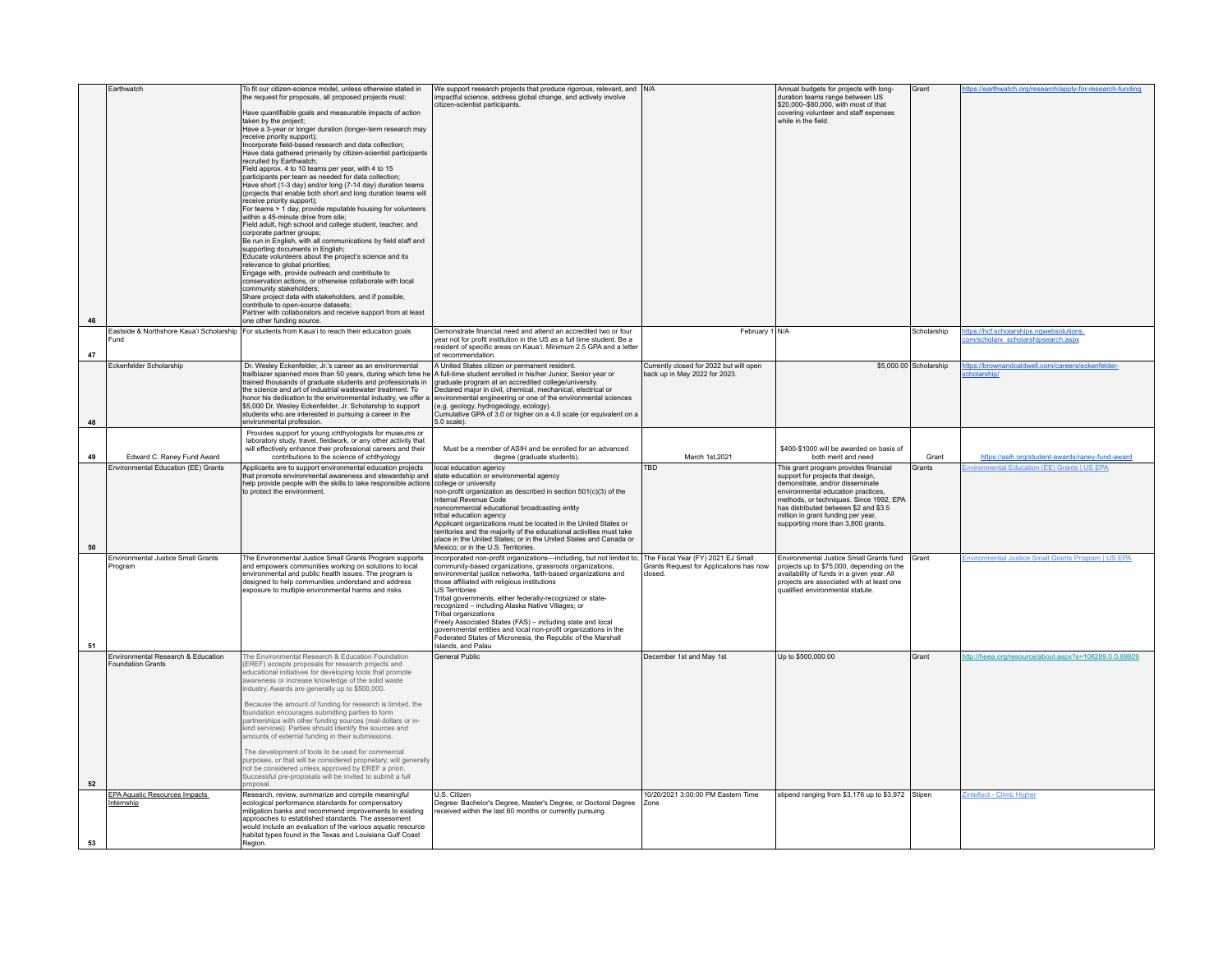| | | | | | | | |
|---|---|---|---|---|---|---|---|
| 46 | Earthwatch | To fit our citizen-science model, unless otherwise stated in the request for proposals, all proposed projects must:<br><br>Have quantifiable goals and measurable impacts of action taken by the project;<br>Have a 3-year or longer duration (longer-term research may receive priority support);<br>Incorporate field-based research and data collection;<br>Have data gathered primarily by citizen-scientist participants recruited by Earthwatch;<br>Field approx. 4 to 10 teams per year, with 4 to 15 participants per team as needed for data collection;<br>Have short (1-3 day) and/or long (7-14 day) duration teams (projects that enable both short and long duration teams will receive priority support);<br>For teams > 1 day, provide reputable housing for volunteers within a 45-minute drive from site;<br>Field adult, high school and college student, teacher, and corporate partner groups;<br>Be run in English, with all communications by field staff and supporting documents in English;<br>Educate volunteers about the project's science and its relevance to global priorities;<br>Engage with, provide outreach and contribute to conservation actions, or otherwise collaborate with local community stakeholders;<br>Share project data with stakeholders, and if possible, contribute to open-source datasets;<br>Partner with collaborators and receive support from at least one other funding source. | We support research projects that produce rigorous, relevant, and impactful science, address global change, and actively involve citizen-scientist participants. | N/A | Annual budgets for projects with long-duration teams range between US $20,000–$80,000, with most of that covering volunteer and staff expenses while in the field. | Grant | https://earthwatch.org/research/apply-for-research-funding |
| 47 | Eastside & Northshore Kaua'i Scholarship Fund | For students from Kaua'i to reach their education goals | Demonstrate financial need and attend an accredited two or four year not for profit institution in the US as a full time student. Be a resident of specific areas on Kaua'i. Minimum 2.5 GPA and a letter of recommendation. | February 1 | N/A | Scholarship | https://hcf.scholarships.ngwebsolutions.com/scholarx_scholarshipsearch.aspx |
| 48 | Eckenfelder Scholarship | Dr. Wesley Eckenfelder, Jr.'s career as an environmental trailblazer spanned more than 50 years, during which time he trained thousands of graduate students and professionals in the science and art of industrial wastewater treatment. To honor his dedication to the environmental industry, we offer a $5,000 Dr. Wesley Eckenfelder, Jr. Scholarship to support students who are interested in pursuing a career in the environmental profession. | A United States citizen or permanent resident.<br>A full-time student enrolled in his/her Junior, Senior year or graduate program at an accredited college/university.<br>Declared major in civil, chemical, mechanical, electrical or environmental engineering or one of the environmental sciences (e.g. geology, hydrogeology, ecology).<br>Cumulative GPA of 3.0 or higher on a 4.0 scale (or equivalent on a 5.0 scale). | Currently closed for 2022 but will open back up in May 2022 for 2023. | $5,000.00 | Scholarship | https://brownandcaldwell.com/careers/eckenfelder-scholarship/ |
| 49 | Edward C. Raney Fund Award | Provides support for young ichthyologists for museums or laboratory study, travel, fieldwork, or any other activity that will effectively enhance their professional careers and their contributions to the science of ichthyology | Must be a member of ASIH and be enrolled for an advanced degree (graduate students). | March 1st,2021 | $400-$1000 will be awarded on basis of both merit and need | Grant | https://asih.org/student-awards/raney-fund-award |
| 50 | Environmental Education (EE) Grants | Applicants are to support environmental education projects that promote environmental awareness and stewardship and help provide people with the skills to take responsible actions to protect the environment. | local education agency<br>state education or environmental agency<br>college or university<br>non-profit organization as described in section 501(c)(3) of the Internal Revenue Code<br>noncommercial educational broadcasting entity<br>tribal education agency<br>Applicant organizations must be located in the United States or territories and the majority of the educational activities must take place in the United States; or in the United States and Canada or Mexico; or in the U.S. Territories. | TBD | This grant program provides financial support for projects that design, demonstrate, and/or disseminate environmental education practices, methods, or techniques. Since 1992, EPA has distributed between $2 and $3.5 million in grant funding per year, supporting more than 3,800 grants. | Grants | Environmental Education (EE) Grants \| US EPA |
| 51 | Environmental Justice Small Grants Program | The Environmental Justice Small Grants Program supports and empowers communities working on solutions to local environmental and public health issues. The program is designed to help communities understand and address exposure to multiple environmental harms and risks. | Incorporated non-profit organizations—including, but not limited to, community-based organizations, grassroots organizations, environmental justice networks, faith-based organizations and those affiliated with religious institutions<br>US Territories<br>Tribal governments, either federally-recognized or state-recognized – including Alaska Native Villages; or<br>Tribal organizations<br>Freely Associated States (FAS) – including state and local governmental entities and local non-profit organizations in the Federated States of Micronesia, the Republic of the Marshall Islands, and Palau | The Fiscal Year (FY) 2021 Small Grants Request for Applications has now closed. | Environmental Justice Small Grants fund projects up to $75,000, depending on the availability of funds in a given year. All projects are associated with at least one qualified environmental statute. | Grant | Environmental Justice Small Grants Program \| US EPA |
| 52 | Environmental Research & Education Foundation Grants | The Environmental Research & Education Foundation (EREF) accepts proposals for research projects and educational initiatives for developing tools that promote awareness or increase knowledge of the solid waste industry. Awards are generally up to $500,000.<br><br>Because the amount of funding for research is limited, the foundation encourages submitting parties to form partnerships with other funding sources (real-dollars or in-kind services). Parties should identify the sources and amounts of external funding in their submissions.<br><br>The development of tools to be used for commercial purposes, or that will be considered proprietary, will generally not be considered unless approved by EREF a priori. Successful pre-proposals will be invited to submit a full proposal. | General Public | December 1st and May 1st | Up to $500,000.00 | Grant | http://heea.org/resource/about.aspx?s=106289.0.0.89929 |
| 53 | EPA Aquatic Resources Impacts Internship | Research, review, summarize and compile meaningful ecological performance standards for compensatory mitigation banks and recommend improvements to existing approaches to established standards. The assessment would include an evaluation of the various aquatic resource habitat types found in the Texas and Louisiana Gulf Coast Region. | U.S. Citizen<br>Degree: Bachelor's Degree, Master's Degree, or Doctoral Degree received within the last 60 months or currently pursuing. | 10/20/2021 3:00:00 PM Eastern Time Zone | stipend ranging from $3,176 up to $3,972 | Stipen | Zintellect - Climb Higher |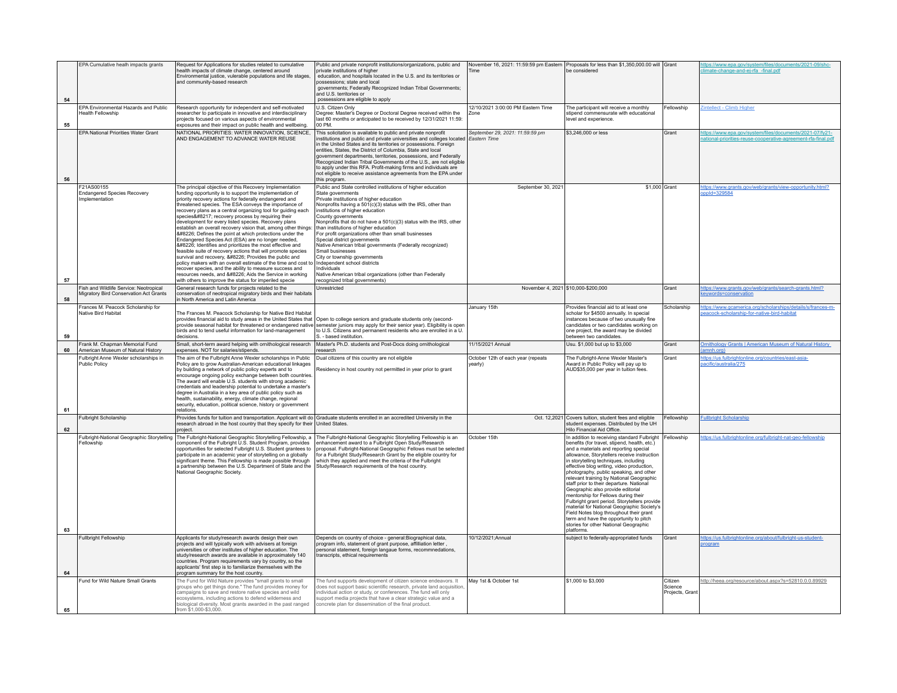| | | | | | | | |
|---|---|---|---|---|---|---|---|
| 54 | EPA Cumulative healh impacts grants | Request for Applications for studies related to cumulative health impacts of climate change, centered around Environmental justice, vulnerable populations and life stages, and community-based research | Public and private nonprofit institutions/organizations, public and private institutions of higher education, and hospitals located in the U.S. and its territories or possessions; state and local governments; Federally Recognized Indian Tribal Governments; and U.S. territories or possessions are eligible to apply | November 16, 2021: 11:59:59 pm Eastern Time | Proposals for less than $1,350,000.00 will be considered | Grant | https://www.epa.gov/system/files/documents/2021-09/shc-climate-change-and-ej-rfa_-final.pdf |
| 55 | EPA Environmental Hazards and Public Health Fellowship | Research opportunity for independent and self-motivated researcher to participate in innovative and interdisciplinary projects focused on various aspects of environmental exposures and their impact on public health and wellbeing. | U.S. Citizen Only<br>Degree: Master's Degree or Doctoral Degree received within the last 60 months or anticipated to be received by 12/31/2021 11:59:00 PM. | 12/10/2021 3:00:00 PM Eastern Time Zone | The participant will receive a monthly stipend commensurate with educational level and experience. | Fellowship | Zintellect - Climb Higher |
| 56 | EPA National Priorities Water Grant | NATIONAL PRIORITIES: WATER INNOVATION, SCIENCE, AND ENGAGEMENT TO ADVANCE WATER REUSE | This solicitation is available to public and private nonprofit institutions and public and private universities and colleges located in the United States and its territories or possessions. Foreign entities, States, the District of Columbia, State and local government departments, territories, possessions, and Federally Recognized Indian Tribal Governments of the U.S., are not eligible to apply under this RFA. Profit-making firms and individuals are not eligible to receive assistance agreements from the EPA under this program. | *September 29, 2021: 11:59:59 pm Eastern Time* | $3,246,000 or less | Grant | https://www.epa.gov/system/files/documents/2021-07/fy21-national-priorities-reuse-cooperative-agreement-rfa-final.pdf |
| 57 | F21AS00155<br>Endangered Species Recovery Implementation | The principal objective of this Recovery Implementation funding opportunity is to support the implementation of priority recovery actions for federally endangered and threatened species. The ESA conveys the importance of recovery plans as a central organizing tool for guiding each species&#8217; recovery process by requiring their development for every listed species. Recovery plans establish an overall recovery vision that, among other things: &#8226; Defines the point at which protections under the Endangered Species Act (ESA) are no longer needed, &#8226; Identifies and prioritizes the most effective and feasible suite of recovery actions that will promote species survival and recovery, &#8226; Provides the public and policy makers with an overall estimate of the time and cost to recover species, and the ability to measure success and resources needs, and &#8226; Aids the Service in working with others to improve the status for imperiled specie | Public and State controlled institutions of higher education<br>State governments<br>Private institutions of higher education<br>Nonprofits having a 501(c)(3) status with the IRS, other than institutions of higher education<br>County governments<br>Nonprofits that do not have a 501(c)(3) status with the IRS, other than institutions of higher education<br>For profit organizations other than small businesses<br>Special district governments<br>Native American tribal governments (Federally recognized)<br>Small businesses<br>City or township governments<br>Independent school districts<br>Individuals<br>Native American tribal organizations (other than Federally recognized tribal governments) | September 30, 2021 | $1,000 | Grant | https://www.grants.gov/web/grants/view-opportunity.html?oppId=329584 |
| 58 | Fish and Wildlife Service: Neotropical Migratory Bird Conservation Act Grants | General research funds for projects related to the conservation of neotropical migratory birds and their habitats in North America and Latin America | Unrestricted | November 4, 2021 | $10,000-$200,000 | Grant | https://www.grants.gov/web/grants/search-grants.html?keywords=conservation |
| 59 | Frances M. Peacock Scholarship for Native Bird Habitat | The Frances M. Peacock Scholarship for Native Bird Habitat provides financial aid to study areas in the United States that provide seasonal habitat for threatened or endangered native birds and to tend useful information for land-management decisions. | Open to college seniors and graduate students only (second-semester juniors may apply for their senior year). Eligibility is open to U.S. Citizens and permanent residents who are enrolled in a U.S. - based institution. | January 15th | Provides financial aid to at least one scholar for $4500 annually. In special instances because of two unusually fine candidates or two candidates working on one project, the award may be divided between two candidates. | Scholarship | https://www.gcamerica.org/scholarships/details/s/frances-m-peacock-scholarship-for-native-bird-habitat |
| 60 | Frank M. Chapman Memorial Fund American Museum of Natural History | Small, short-term award helping with ornithological research expenses. NOT for salaries/stipends. | Master's Ph.D. students and Post-Docs doing ornithological research | 11/15/2021 Annual | Usu. $1,000 but up to $3,000 | Grant | Ornithology Grants \| American Museum of Natural History (amnh.org) |
| 61 | Fulbright Anne Wexler scholarships in Public Policy | The aim of the Fulbright Anne Wexler scholarships in Public Policy are to grow Australian-American educational linkages by building a network of public policy experts and to encourage ongoing policy exchange between both countries. The award will enable U.S. students with strong academic credentials and leadership potential to undertake a master's degree in Australia in a key area of public policy such as health, sustainability, energy, climate change, regional security, education, political science, history or government relations. | Dual citizens of this country are not eligible<br><br>Residency in host country not permitted in year prior to grant | October 12th of each year (repeats yearly) | The Fulbright-Anne Wexler Master's Award in Public Policy will pay up to AUD$35,000 per year in tuition fees. | Grant | https://us.fulbrightonline.org/countries/east-asia-pacific/australia/275 |
| 62 | Fulbright Scholarship | Provides funds for tuition and transportation. Applicant will do research abroad in the host country that they specify for their project. | Graduate students enrolled in an accredited University in the United States. | Oct. 12,2021 | Covers tuition, student fees and eligible student expenses. Distributed by the UH Hilo Financial Aid Office. | Fellowship | Fullbright Scholarship |
| 63 | Fulbright-National Geographic Storytelling Fellowship | The Fulbright-National Geographic Storytelling Fellowship, a component of the Fulbright U.S. Student Program, provides opportunities for selected Fulbright U.S. Student grantees to participate in an academic year of storytelling on a globally significant theme. This Fellowship is made possible through a partnership between the U.S. Department of State and the National Geographic Society. | The Fulbright-National Geographic Storytelling Fellowship is an enhancement award to a Fulbright Open Study/Research proposal. Fulbright-National Geographic Fellows must be selected for a Fulbright Study/Research Grant by the eligible country for which they applied and meet the criteria of the Fulbright Study/Research requirements of the host country. | October 15th | In addition to receiving standard Fulbright benefits (for travel, stipend, health, etc.) and a materials and reporting special allowance, Storytellers receive instruction in storytelling techniques, including effective blog writing, video production, photography, public speaking, and other relevant training by National Geographic staff prior to their departure. National Geographic also provide editorial mentorship for Fellows during their Fulbright grant period. Storytellers provide material for National Geographic Society's Field Notes blog throughout their grant term and have the opportunity to pitch stories for other National Geographic platforms. | Fellowship | https://us.fulbrightonline.org/fulbright-nat-geo-fellowship |
| 64 | Fullbright Fellowship | Applicants for study/research awards design their own projects and will typically work with advisers at foreign universities or other institutes of higher education. The study/research awards are available in approximately 140 countries. Program requirements vary by country, so the applicants' first step is to familiarize themselves with the program summary for the host country. | Depends on country of choice - general:Biographical data, program info, statement of grant purpose, affilliation letter , personal statement, foreign langaue forms, recommnedations, transcripts, ethical requirements | 10/12/2021;Annual | subject to federally-appropriated funds | Grant | https://us.fulbrightonline.org/about/fulbright-us-student-program |
| 65 | Fund for Wild Nature Small Grants | The Fund for Wild Nature provides "small grants to small groups who get things done." The fund provides money for campaigns to save and restore native species and wild ecosystems, including actions to defend wilderness and biological diversity. Most grants awarded in the past ranged from $1,000-$3,000. | The fund supports development of citizen science endeavors. It does not support basic scientific research, private land acquisition, individual action or study, or conferences. The fund will only support media projects that have a clear strategic value and a concrete plan for dissemination of the final product. | May 1st & October 1st | $1,000 to $3,000 | Citizen Science Projects, Grant | http://heea.org/resource/about.aspx?s=52810.0.0.89929 |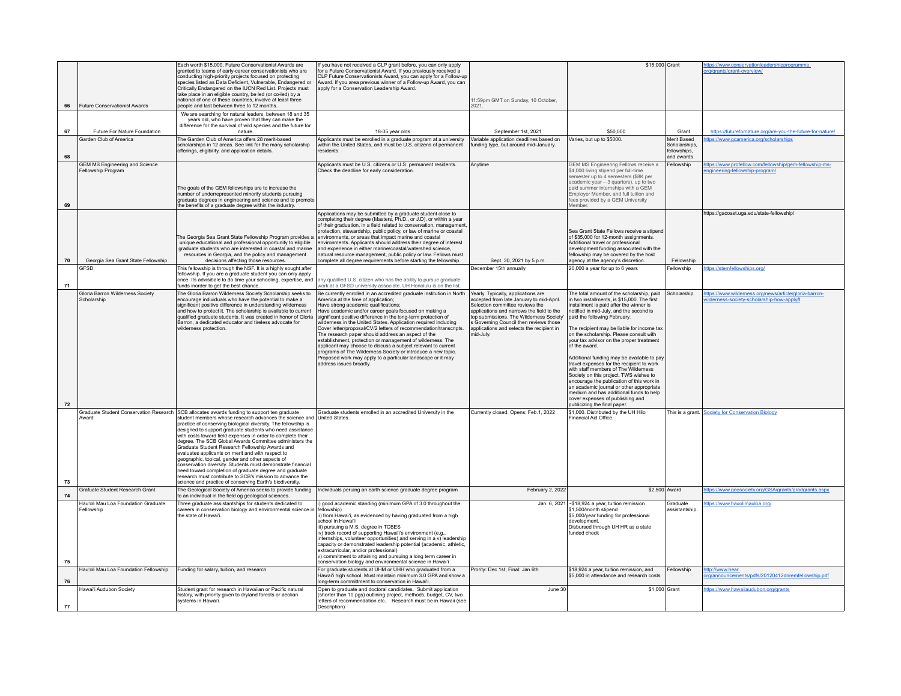| 66 | Future Conservationist Awards | Each worth $15,000, Future Conservationist Awards are granted to teams of early-career conservationists who are conducting high-priority projects focused on protecting species listed as Data Deficient, Vulnerable, Endangered or Critically Endangered on the IUCN Red List. Projects must take place in an eligible country, be led (or co-led) by a national of one of these countries, involve at least three people and last between three to 12 months. | If you have not received a CLP grant before, you can only apply for a Future Conservationist Award. If you previously received a CLP Future Conservationists Award, you can apply for a Follow-up Award. If you area previous winner of a Follow-up Award, you can apply for a Conservation Leadership Award. | 11:59pm GMT on Sunday, 10 October, 2021. | $15,000 | Grant | https://www.conservationleadershipprogramme.org/grants/grant-overview/ |
|---|---|---|---|---|---|---|---|
| 67 | Future For Nature Foundation | We are searching for natural leaders, between 18 and 35 years old, who have proven that they can make the difference for the survival of wild species and the future for nature. | 18-35 year olds | September 1st, 2021 | $50,000 | Grant | https://futurefornature.org/are-you-the-future-for-nature/ |
| 68 | Garden Club of America | The Garden Club of America offers 28 merit-based scholarships in 12 areas. See link for the many scholarship offerings, eligibility, and application details. | Applicants must be enrolled in a graduate program at a university within the United States, and must be U.S. citizens of permanent residents. | Variable application deadlines based on funding type, but around mid-January. | Varies, but up to $5000. | Merit Based Scholarships, fellowships, and awards. | https://www.gcamerica.org/scholarships |
| 69 | GEM MS Engineering and Science Fellowship Program | The goals of the GEM fellowships are to increase the number of underrepresented minority students pursuing graduate degrees in engineering and science and to promote the benefits of a graduate degree within the industry. | Applicants must be U.S. citizens or U.S. permanent residents. Check the deadline for early consideration. | Anytime | GEM MS Engineering Fellows receive a $4,000 living stipend per full-time semester up to 4 semesters ($8K per academic year – 3 quarters), up to two paid summer internships with a GEM Employer Member, and full tuition and fees provided by a GEM University Member. | Fellowship | https://www.profellow.com/fellowship/gem-fellowship-ms-engineering-fellowship-program/ |
| 70 | Georgia Sea Grant State Fellowship | The Georgia Sea Grant State Fellowship Program provides a unique educational and professional opportunity to eligible graduate students who are interested in coastal and marine resources in Georgia, and the policy and management decisions affecting those resources. | Applications may be submitted by a graduate student close to completing their degree (Masters, Ph.D., or J.D), or within a year of their graduation, in a field related to conservation, management, protection, stewardship, public policy, or law of marine or coastal environments, or areas that impact marine and coastal environments. Applicants should address their degree of interest and experience in either marine/coastal/watershed science, natural resource management, public policy or law. Fellows must complete all degree requirements before starting the fellowship. | Sept. 30, 2021 by 5 p.m. | Sea Grant State Fellows receive a stipend of $35,000 for 12-month assignments. Additional travel or professional development funding associated with the fellowship may be covered by the host agency at the agency's discretion. | Fellowship | https://gacoast.uga.edu/state-fellowship/ |
| 71 | GFSD | This fellowship is through the NSF. It is a highly sought after fellowship. If you are a graduate student you can only apply once. Its advisibale to do time your schooling, expertise, and funds inorder to get the best chance. | any qualified U.S. citizen who has the ability to pursue graduate work at a GFSD university associate. UH Honolulu is on the list. | December 15th annually | 20,000 a year for up to 6 years | Fellowship | https://stemfellowships.org/ |
| 72 | Gloria Barron Wilderness Society Scholarship | The Gloria Barron Wilderness Society Scholarship seeks to encourage individuals who have the potential to make a significant positive difference in understanding wilderness and how to protect it. The scholarship is available to current qualified graduate students. It was created in honor of Gloria Barron, a dedicated educator and tireless advocate for wilderness protection. | Be currently enrolled in an accredited graduate institution in North America at the time of application;<br>Have strong academic qualifications;<br>Have academic and/or career goals focused on making a significant positive difference in the long-term protection of wilderness in the United States. Application required including Cover letter/proposal/CV/2 letters of recommendation/transcripts. The research paper should address an aspect of the establishment, protection or management of wilderness. The applicant may choose to discuss a subject relevant to current programs of The Wilderness Society or introduce a new topic. Proposed work may apply to a particular landscape or it may address issues broadly. | Yearly. Typically, applications are accepted from late January to mid-April. Selection committee reviews the applications and narrows the field to the top submissions. The Wilderness Society's Governing Council then reviews those applications and selects the recipient in mid-July. | The total amount of the scholarship, paid in two installments, is $15,000. The first installment is paid after the winner is notified in mid-July, and the second is paid the following February.<br><br>The recipient may be liable for income tax on the scholarship. Please consult with your tax advisor on the proper treatment of the award.<br><br>Additional funding may be available to pay travel expenses for the recipient to work with staff members of The Wilderness Society on this project. TWS wishes to encourage the publication of this work in an academic journal or other appropriate medium and has additional funds to help cover expenses of publishing and publicizing the final paper. | Scholarship | https://www.wilderness.org/news/article/gloria-barron-wilderness-society-scholarship-how-apply# |
| 73 | Graduate Student Conservation Research Award | SCB allocates awards funding to support ten graduate student members whose research advances the science and practice of conserving biological diversity. The fellowship is designed to support graduate students who need assistance with costs toward field expenses in order to complete their degree. The SCB Global Awards Committee administers the Graduate Student Research Fellowship Awards and evaluates applicants on merit and with respect to geographic, topical, gender and other aspects of conservation diversity. Students must demonstrate financial need toward completion of graduate degree and graduate research must contribute to SCB's mission to advance the science and practice of conserving Earth's biodiversity. | Graduate students enrolled in an accredited University in the United States. | Currently closed. Opens: Feb.1, 2022 | $1,000. Distributed by the UH Hilo Financial Aid Office. | This is a grant. | Society for Conservation Biology |
| 74 | Grafuate Student Research Grant | The Geological Society of America seeks to provide funding to an individual in the field og geological sciences. | Individuals peruing an earth science graduate degree program | February 2, 2022 | $2,500 | Award | https://www.geosociety.org/GSA/grants/gradgrants.aspx |
| 75 | Hau'oli Mau Loa Foundation Graduate Fellowship | Three graduate assistantships for students dedicated to careers in conservation biology and environmental science in the state of Hawai'i. | i) good academic standing (minimum GPA of 3.0 throughout the fellowship)<br>ii) from Hawai'i, as evidenced by having graduated from a high school in Hawai'i<br>iii) pursuing a M.S. degree in TCBES<br>iv) track record of supporting Hawai'i's environment (e.g., internships, volunteer opportunities) and serving in a v) leadership capacity or demonstrated leadership potential (academic, athletic, extracurricular, and/or professional)<br>v) commitment to attaining and pursuing a long term career in conservation biology and environmental science in Hawai'i | Jan. 6, 2021 | ~$18,924 a year, tuition remission<br>$1,500/month stipend<br>$5,000/year funding for professional development.<br>Disbursed through UH HR as a state funded check | Graduate assistantship. | https://www.hauolimauloa.org/ |
| 76 | Hau'oli Mau Loa Foundation Fellowship | Funding for salary, tuition, and research | For graduate students at UHM or UHH who graduated from a Hawai'i high school. Must maintain minimum 3.0 GPA and show a long-term committment to conservation in Hawai'i. | Prority: Dec 1st, Final: Jan 6th | $18,924 a year, tuition remission, and $5,000 in attendance and research costs | Fellowship | http://www.hear.org/announcements/pdfs/20120412dnremfellowship.pdf |
| 77 | Hawai'i Audubon Society | Student grant for research in Hawaiian or Pacific natural history, with priority given to dryland forests or aeolian systems in Hawai'i. | Open to graduate and doctoral candidates. Submit application (shorter than 10 pgs) outlining project, methods, budget, CV, two letters of recommendation etc. Research must be in Hawaii (see Description) | June 30 | $1,000 | Grant | https://www.hawaiiaudubon.org/grants |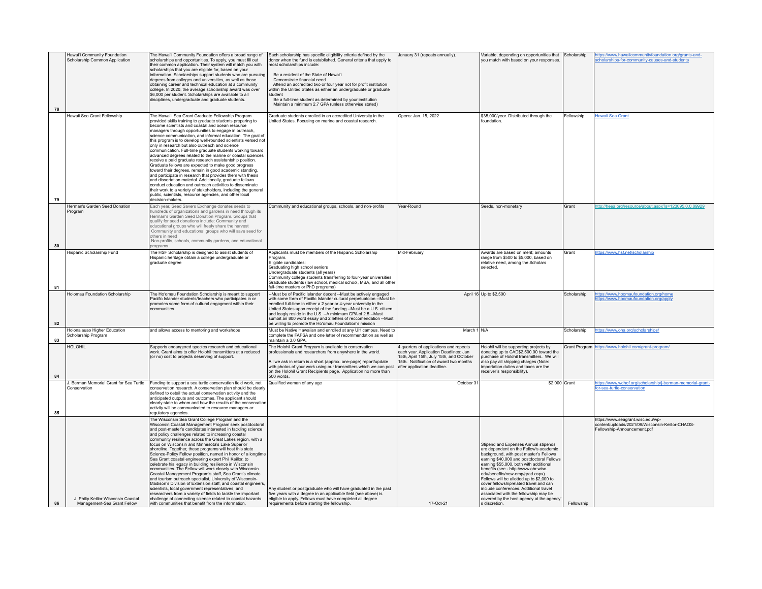| | | | | | | | |
|---|---|---|---|---|---|---|---|
| 78 | Hawai'i Community Foundation Scholarship Common Application | The Hawai'i Community Foundation offers a broad range of scholarships and opportunities. To apply, you must fill out their common application. Their system will match you with scholarships that you are eligible for, based on your information. Scholarships support students who are pursuing degrees from colleges and universities, as well as those obtaining career and technical education at a community college. In 2020, the average scholarship award was over $6,000 per student. Scholarships are available to all disciplines, undergraduate and graduate students. | Each scholarship has specific eligibility criteria defined by the donor when the fund is established. General criteria that apply to most scholarships include: Be a resident of the State of Hawai'i Demonstrate financial need Attend an accredited two or four year not for profit institution within the United States as either an undergraduate or graduate student Be a full-time student as determined by your institution Maintain a minimum 2.7 GPA (unless otherwise stated) | January 31 (repeats annually). | Variable, depending on opportunities that you match with based on your responses. | Scholarship | https://www.hawaiicommunityfoundation.org/grants-and-scholarships-for-community-causes-and-students |
| 79 | Hawaii Sea Grant Fellowship | The Hawai'i Sea Grant Graduate Fellowship Program provided skills training to graduate students preparing to become scientists and coastal and ocean resource managers through opportunities to engage in outreach, science communication, and informal education. The goal of this program is to develop well-rounded scientists versed not only in research but also outreach and science communication. Full-time graduate students working toward advanced degrees related to the marine or coastal sciences receive a paid graduate research assistantship position. Graduate fellows are expected to make good progress toward their degrees, remain in good academic standing, and participate in research that provides them with thesis and dissertation material. Additionally, graduate fellows conduct education and outreach activities to disseminate their work to a variety of stakeholders, including the general public, scientists, resource agencies, and other local decision-makers. | Graduate students enrolled in an accredited University in the United States. Focusing on marine and coastal research. | Opens: Jan. 15, 2022 | $35,000/year. Distributed through the foundation. | Fellowship | Hawaii Sea Grant |
| 80 | Herman's Garden Seed Donation Program | Each year, Seed Savers Exchange donates seeds to hundreds of organizations and gardens in need through its Herman's Garden Seed Donation Program. Groups that qualify for seed donations include: Community and educational groups who will freely share the harvest Community and educational groups who will save seed for others in need Non-profits, schools, community gardens, and educational programs | Community and educational groups, schools, and non-profits | Year-Round | Seeds, non-monetary | Grant | http://heea.org/resource/about.aspx?s=123095.0.0.89929 |
| 81 | Hispanic Scholarship Fund | The HSF Scholarship is designed to assist students of Hispanic heritage obtain a college undergraduate or graduate degree | Applicants must be members of the Hispanic Scholarship Program. Eligible candidates: Graduating high school seniors Undergraduate students (all years) Community college students transferring to four-year universities Graduate students (law school, medical school, MBA, and all other full-time masters or PhD programs) | Mid-February | Awards are based on merit; amounts range from $500 to $5,000, based on relative need, among the Scholars selected. | Grant | https://www.hsf.net/scholarship |
| 82 | Ho'omau Foundation Scholarship | The Ho'omau Foundation Scholarship is meant to support Pacific Islander students/teachers who participates in or promotes some form of cultural engagment within their communities. | --Must be of Pacific Islander decent --Must be actively engaged with some form of Pacific Islander cultural perpetuatoion --Must be enrolled full-time in either a 2 year or 4-year university in the United States upon receipt of the funding --Must be a U.S. citizen and leagly reside in the U.S. --A minimum GPA of 2.5 --Must sumbit an 800 word essay and 2 letters of reccomendation --Must be willing to promote the Ho'omau Foundation's mission | April 16 | Up to $2,500 | Scholarship | https://www.hoomaufoundation.org/home https://www.hoomaufoundation.org/apply |
| 83 | Ho'ona'auao Higher Education Scholarship Program | and allows access to mentoring and workshops | Must be Native Hawaiian and enrolled at any UH campus. Need to complete the FAFSA and one letter of recommendation as well as maintain a 3.0 GPA. | March 1 | N/A | Scholarship | https://www.oha.org/scholarships/ |
| 84 | HOLOHIL | Supports endangered species research and educational work. Grant aims to offer Holohil transmitters at a reduced (or no) cost to projects deserving of support. | The Holohil Grant Program is available to conservation professionals and researchers from anywhere in the world. All we ask in return is a short (approx. one-page) report/update with photos of your work using our transmitters which we can post on the Holohil Grant Recipients page. Application no more than 500 words. | 4 quarters of applications and repeats each year. Application Deadlines: Jan 15th, April 15th, July 15th, and OCtober 15th. Notification of award two months after application deadline. | Holohil will be supporting projects by donating up to CAD$2,500.00 toward the purchase of Holohil transmitters. We will also pay all shipping charges (Note: importation duties and taxes are the receiver's responsibility). | Grant Program | https://www.holohil.com/grant-program/ |
| 85 | J. Berman Memorial Grant for Sea Turtle Conservation | Funding to support a sea turtle conservation field work, not conservation research. A conservation plan should be clearly defined to detail the actual conservation activity and the anticipated outputs and outcomes. The applicant should clearly state to whom and how the results of the conservation activity will be communicated to resource managers or regulatory agencies. | Qualified woman of any age | October 31 | $2,000 | Grant | https://www.wdhof.org/scholarship/j-berman-memorial-grant-for-sea-turtle-conservation |
| 86 | J. Philip Keillor Wisconsin Coastal Management-Sea Grant Fellow | The Wisconsin Sea Grant College Program and the Wisconsin Coastal Management Program seek postdoctoral and post-master's candidates interested in tackling science and policy challenges related to increasing coastal community resilience across the Great Lakes region, with a focus on Wisconsin and Minnesota's Lake Superior shoreline. Together, these programs will host this state Science-Policy Fellow position, named in honor of a longtime Sea Grant coastal engineering expert Phil Keillor, to celebrate his legacy in building resilience in Wisconsin communities. The Fellow will work closely with Wisconsin Coastal Management Program's staff, Sea Grant's climate and tourism outreach specialist, University of Wisconsin-Madison's Division of Extension staff, and coastal engineers, scientists, local government representatives, and researchers from a variety of fields to tackle the important challenge of connecting science related to coastal hazards with communities that benefit from the information. | Any student or postgraduate who will have graduated in the past five years with a degree in an applicable field (see above) is eligible to apply. Fellows must have completed all degree requirements before starting the fellowship. | 17-Oct-21 | Stipend and Expenses Annual stipends are dependent on the Fellow's academic background, with post master's Fellows earning $40,000 and postdoctoral Fellows earning $55,000, both with additional benefits (see - http://www.ohr.wisc.edu/benefits/new-emp/grad.aspx). Fellows will be allotted up to $2,000 to cover fellowshiprelated travel and can include conferences. Additional travel associated with the fellowship may be covered by the host agency at the agency's discretion. | Fellowship | https://www.seagrant.wisc.edu/wp-content/uploads/2021/09/Wisconsin-Keillor-CHAOS-Fellowship-Announcement.pdf |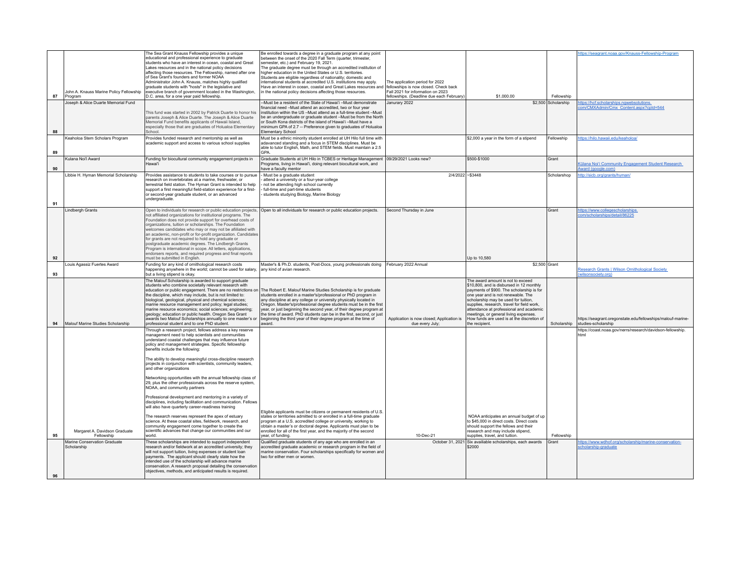| 87 | John A. Knauss Marine Policy Fellowship Program | The Sea Grant Knauss Fellowship provides a unique educational and professional experience to graduate students who have an interest in ocean, coastal and Great Lakes resources and in the national policy decisions affecting those resources. The Fellowship, named after one of Sea Grant's founders and former NOAA Administrator John A. Knauss, matches highly qualified graduate students with "hosts" in the legislative and executive branch of government located in the Washington, D.C. area, for a one year paid fellowship. | Be enrolled towards a degree in a graduate program at any point between the onset of the 2020 Fall Term (quarter, trimester, semester, etc.) and February 19, 2021. The graduate degree must be through an accredited institution of higher education in the United States or U.S. territories. Students are eligible regardless of nationality; domestic and international students at accredited U.S. institutions may apply. Have an interest in ocean, coastal and Great Lakes resources and in the national policy decisions affecting those resources. | The application period for 2022 fellowships is now closed. Check back Fall 2021 for information on 2023 fellowships. (Deadline due each February) | $1,000.00 | Fellowship | https://seagrant.noaa.gov/Knauss-Fellowship-Program |
|---|---|---|---|---|---|---|---|
| 88 | Joseph & Alice Duarte Memorial Fund | This fund was started in 2002 by Patrick Duarte to honor his parents Joseph & Alice Duarte. The Joseph & Alice Duarte Memorial Fund benefits applicants of Hawaii Island, especially those that are graduates of Holualoa Elementary School. | --Must be a resident of the State of Hawai'i –Must demonstrate financial need –Must attend an accredited, two or four year institution within the US –Must attend as a full-time student –Must be an undergraduate or graduate student –Must be from the North or South Kona districts of the island of Hawai'i –Must have a minimum GPA of 2.7 -- Preference given to graduates of Holualoa Elementary School | Janurary 2022 | $2,500 | Scholarship | https://hcf.scholarships.ngwebsolutions.com/CMXAdmin/Cmx_Content.aspx?cpId=544 |
| 89 | Keaholoa Stem Scholars Program | Provides funded research and mentorship as well as academic support and access to various school supplies | Must be a ethnic minority student enrolled at UH Hilo full time with adavanced standing and a focus in STEM disciplines. Must be able to tutor English, Math, and STEM fields. Must maintain a 2.5 GPA. | | $2,000 a year in the form of a stipend | Fellowship | https://hilo.hawaii.edu/keaholoa/ |
| 90 | Kulana Noi'i Award | Funding for biocultural community engagement projects in Hawai'i | Graduate Students at UH Hilo in TCBES or Heritage Management Programs, living in Hawai'i, doing relevant biocultural work, and have a faculty mentor | 09/29/2021 Looks new? | $500-$1000 | Grant | Kūlana Noi'i Community Engagement Student Research Award (google.com) |
| 91 | Libbie H. Hyman Memorial Scholarship | Provides assistance to students to take courses or to pursue research on invertebrates at a marine, freshwater, or terrestrial field station. The Hyman Grant is intended to help support a first meaningful field-station experience for a first- or second-year graduate student, or an advanced undergraduate. | - Must be a graduate student<br>- attend a university or a four-year college<br>- not be attending high school currently<br>- full-time and part-time students<br>- students studying Biology, Marine Biology | 2/4/2022 | ~$3448 | Scholarshop | http://sicb.org/grants/hyman/ |
| 92 | Lindbergh Grants | Open to individuals for research or public education projects, not affiliated organizations for institutional programs. The Foundation does not provide support for overhead costs of organizations, tuition or scholarships. The Foundation welcomes candidates who may or may not be affiliated with an academic, non-profit or for-profit organization. Candidates for grants are not required to hold any graduate or postgraduate academic degrees. The Lindbergh Grants Program is international in scope. All letters, applications, endorsers reports, and required progress and final reports must be submitted in English. | Open to all individuals for research or public education projects. | Second Thursday in June | Up to 10,580 | Grant | https://www.collegescholarships.com/scholarships/detail/86225 |
| 93 | Louis Agassiz Fuertes Award | Funding for any kind of ornithological research costs happening anywhere in the world; cannot be used for salary, but a living stipend is okay. | Master's & Ph.D. students, Post-Docs, young professionals doing any kind of avian research. | February 2022 Annual | $2,500 | Grant | Research Grants \| Wilson Ornithological Society (wilsonsociety.org) |
| 94 | Malouf Marine Studies Scholarship | The Malouf Scholarship is awarded to support graduate students who combine societally relevant research with education or public engagement. There are no restrictions on the discipline, which may include, but is not limited to: biological, geological, physical and chemical sciences; marine resource management and policy; legal studies; marine resource economics; social sciences; engineering; geology; education or public health. Oregon Sea Grant awards two Malouf Scholarships annually to one master's or professional student and to one PhD student. | The Robert E. Malouf Marine Studies Scholarship is for graduate students enrolled in a master's/professional or PhD program in any discipline at any college or university physically located in Oregon. Master's/professional degree students must be in the first year, or just beginning the second year, of their degree program at the time of award. PhD students can be in the first, second, or just beginning the third year of their degree program at the time of award. | Application is now closed; Application is due every July; | The award amount is not to exceed $10,800, and is disbursed in 12 monthly payments of $900. The scholarship is for one year and is not renewable. The scholarship may be used for tuition, supplies, research, travel for field work, attendance at professional and academic meetings, or general living expenses. How funds are used is at the discretion of the recipient. | Scholarship | https://seagrant.oregonstate.edu/fellowships/malouf-marine-studies-scholarship |
| 95 | Margaret A. Davidson Graduate Fellowship | Through a research project, fellows address a key reserve management need to help scientists and communities understand coastal challenges that may influence future policy and management strategies. Specific fellowship benefits include the following:<br><br>The ability to develop meaningful cross-discipline research projects in conjunction with scientists, community leaders, and other organizations<br><br>Networking opportunities with the annual fellowship class of 29, plus the other professionals across the reserve system, NOAA, and community partners<br><br>Professional development and mentoring in a variety of disciplines, including facilitation and communication. Fellows will also have quarterly career-readiness training<br><br>The research reserves represent the apex of estuary science. At these coastal sites, fieldwork, research, and community engagement come together to create the scientific advances that change our communities and our world. | Eligible applicants must be citizens or permanent residents of U.S. states or territories admitted to or enrolled in a full-time graduate program at a U.S. accredited college or university, working to obtain a master's or doctoral degree. Applicants must plan to be enrolled for all of the first year, and the majority of the second year, of funding. | 10-Dec-21 | NOAA anticipates an annual budget of up to $45,000 in direct costs. Direct costs should support the fellows and their research and may include stipend, supplies, travel, and tuition. | Fellowship | https://coast.noaa.gov/nerrs/research/davidson-fellowship.html |
| 96 | Marine Conservation Graduate Scholarship | These scholarships are intended to support independent research and/or fieldwork at an accredited university; they will not support tuition, living expenses or student loan payments. The applicant should clearly state how the intended use of the scholarship will advance marine conservation. A research proposal detailing the conservation objectives, methods, and anticipated results is required. | Qualified graduate students of any age who are enrolled in an accredited graduate academic or research program in the field of marine conservation. Four scholarships specifically for women and two for either men or women. | October 31, 2021 | Six available scholarships, each awards $2000 | Grant | https://www.wdhof.org/scholarship/marine-conservation-scholarship-graduate |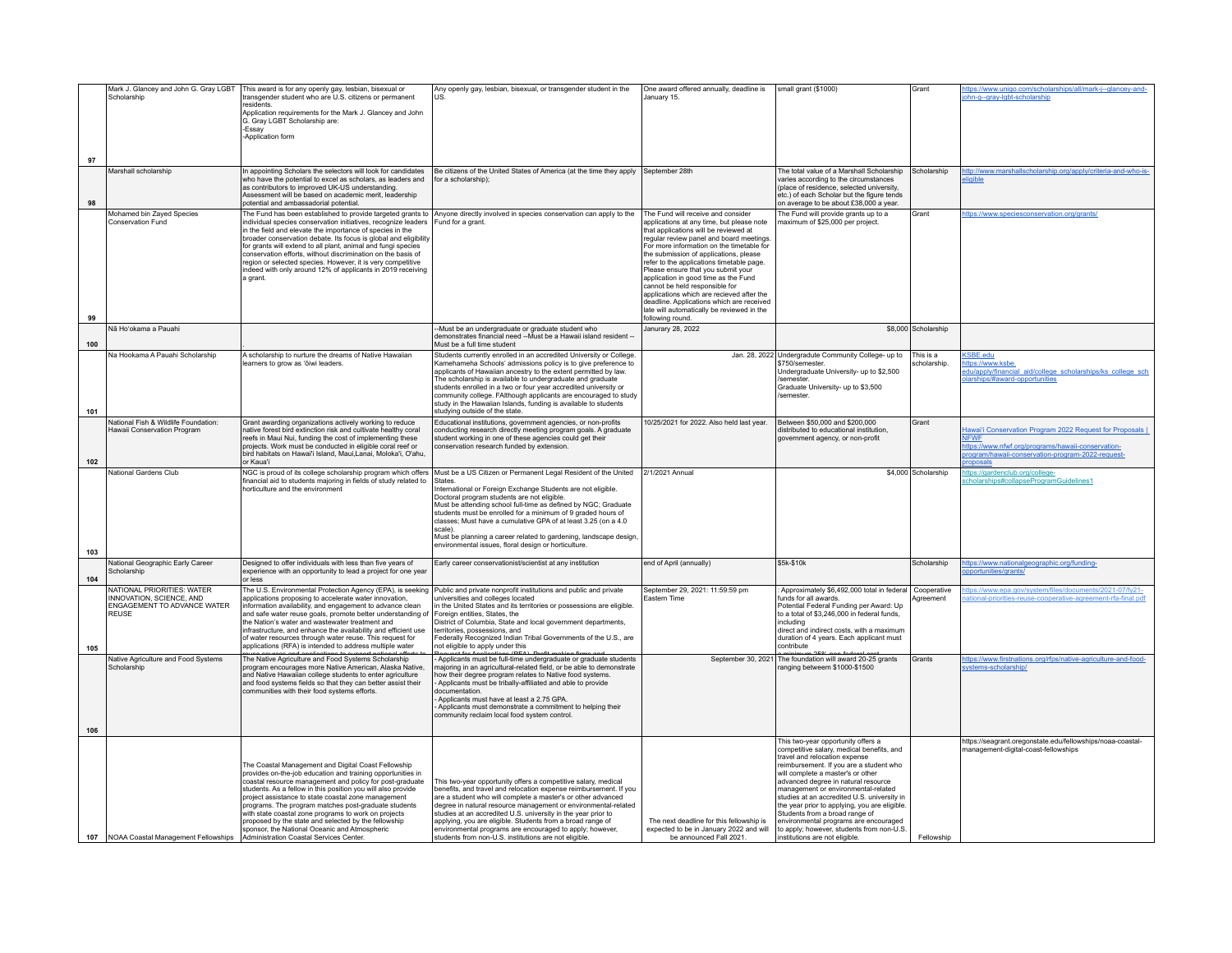| | | | | | | | |
|---|---|---|---|---|---|---|---|
| 97 | Mark J. Glancey and John G. Gray LGBT Scholarship | This award is for any openly gay, lesbian, bisexual or transgender student who are U.S. citizens or permanent residents. Application requirements for the Mark J. Glancey and John G. Gray LGBT Scholarship are: -Essay -Application form | Any openly gay, lesbian, bisexual, or transgender student in the US. | One award offered annually, deadline is January 15. | small grant ($1000) | Grant | https://www.unigo.com/scholarships/all/mark-j--glancey-and-john-g--gray-lgbt-scholarship |
| 98 | Marshall scholarship | In appointing Scholars the selectors will look for candidates who have the potential to excel as scholars, as leaders and as contributors to improved UK-US understanding. Assessment will be based on academic merit, leadership potential and ambassadorial potential. | Be citizens of the United States of America (at the time they apply for a scholarship); | September 28th | The total value of a Marshall Scholarship varies according to the circumstances (place of residence, selected university, etc.) of each Scholar but the figure tends on average to be about £38,000 a year. | Scholarship | http://www.marshallscholarship.org/apply/criteria-and-who-is-eligible |
| 99 | Mohamed bin Zayed Species Conservation Fund | The Fund has been established to provide targeted grants to individual species conservation initiatives, recognize leaders in the field and elevate the importance of species in the broader conservation debate. Its focus is global and eligibility for grants will extend to all plant, animal and fungi species conservation efforts, without discrimination on the basis of region or selected species. However, it is very competitive indeed with only around 12% of applicants in 2019 receiving a grant. | Anyone directly involved in species conservation can apply to the Fund for a grant. | The Fund will receive and consider applications at any time, but please note that applications will be reviewed at regular review panel and board meetings. For more information on the timetable for the submission of applications, please refer to the applications timetable page. Please ensure that you submit your application in good time as the Fund cannot be held responsible for applications which are recieved after the deadline. Applications which are received late will automatically be reviewed in the following round. | The Fund will provide grants up to a maximum of $25,000 per project. | Grant | https://www.speciesconservation.org/grants/ |
| 100 | Nā Ho'okama a Pauahi | . | --Must be an undergraduate or graduate student who demonstrates financial need --Must be a Hawaii island resident --Must be a full time student | Janurary 28, 2022 | $8,000 | Scholarship | |
| 101 | Na Hookama A Pauahi Scholarship | A scholarship to nurture the dreams of Native Hawaiian learners to grow as 'ōiwi leaders. | Students currently enrolled in an accredited University or College. Kamehameha Schools' admissions policy is to give preference to applicants of Hawaiian ancestry to the extent permitted by law. The scholarship is available to undergraduate and graduate students enrolled in a two or four year accredited university or community college. FAlthough applicants are encouraged to study study in the Hawaiian Islands, funding is available to students studying outside of the state. | Jan. 28, 2022 | Undergradute Community College- up to $750/semester. Undergraduate University- up to $2,500 /semester. Graduate University- up to $3,500 /semester. | This is a scholarship. | KSBE.edu https://www.ksbe.edu/apply/financial_aid/college_scholarships/ks_college_scholarships/#award-opportunities |
| 102 | National Fish & Wildlife Foundation: Hawaii Conservation Program | Grant awarding organizations actively working to reduce native forest bird extinction risk and cultivate healthy coral reefs in Maui Nui, funding the cost of implementing these projects. Work must be conducted in eligible coral reef or bird habitats on Hawai'i Island, Maui,Lanai, Moloka'i, O'ahu, or Kaua'i | Educational institutions, government agencies, or non-profits conducting research directly meeting program goals. A graduate student working in one of these agencies could get their conservation research funded by extension. | 10/25/2021 for 2022. Also held last year. | Between $50,000 and $200,000 distributed to educational institution, government agency, or non-profit | Grant | Hawai'i Conservation Program 2022 Request for Proposals \| NFWF https://www.nfwf.org/programs/hawaii-conservation-program/hawaii-conservation-program-2022-request-proposals |
| 103 | National Gardens Club | NGC is proud of its college scholarship program which offers financial aid to students majoring in fields of study related to horticulture and the environment | Must be a US Citizen or Permanent Legal Resident of the United States. International or Foreign Exchange Students are not eligible. Doctoral program students are not eligible. Must be attending school full-time as defined by NGC; Graduate students must be enrolled for a minimum of 9 graded hours of classes; Must have a cumulative GPA of at least 3.25 (on a 4.0 scale). Must be planning a career related to gardening, landscape design, environmental issues, floral design or horticulture. | 2/1/2021 Annual | $4,000 | Scholarship | https://gardenclub.org/college-scholarships#collapseProgramGuidelines1 |
| 104 | National Geographic Early Career Scholarship | Designed to offer individuals with less than five years of experience with an opportunity to lead a project for one year or less | Early career conservationist/scientist at any institution | end of April (annually) | $5k-$10k | Scholarship | https://www.nationalgeographic.org/funding-opportunities/grants/ |
| 105 | NATIONAL PRIORITIES: WATER INNOVATION, SCIENCE, AND ENGAGEMENT TO ADVANCE WATER REUSE | The U.S. Environmental Protection Agency (EPA), is seeking applications proposing to accelerate water innovation, information availability, and engagement to advance clean and safe water reuse goals, promote better understanding of the Nation's water and wastewater treatment and infrastructure, and enhance the availability and efficient use of water resources through water reuse. This request for applications (RFA) is intended to address multiple water | Public and private nonprofit institutions and public and private universities and colleges located in the United States and its territories or possessions are eligible. Foreign entities, States, the District of Columbia, State and local government departments, territories, possessions, and Federally Recognized Indian Tribal Governments of the U.S., are not eligible to apply under this | September 29, 2021: 11:59:59 pm Eastern Time | : Approximately $6,492,000 total in federal funds for all awards. Potential Federal Funding per Award: Up to a total of $3,246,000 in federal funds, including direct and indirect costs, with a maximum duration of 4 years. Each applicant must contribute | Cooperative Agreement | https://www.epa.gov/system/files/documents/2021-07/fy21-national-priorities-reuse-cooperative-agreement-rfa-final.pdf |
| 106 | Native Agriculture and Food Systems Scholarship | The Native Agriculture and Food Systems Scholarship program encourages more Native American, Alaska Native, and Native Hawaiian college students to enter agriculture and food systems fields so that they can better assist their communities with their food systems efforts. | - Applicants must be full-time undergraduate or graduate students majoring in an agricultural-related field, or be able to demonstrate how their degree program relates to Native food systems. - Applicants must be tribally-affiliated and able to provide documentation. - Applicants must have at least a 2.75 GPA. - Applicants must demonstrate a commitment to helping their community reclaim local food system control. | September 30, 2021 | The foundation will award 20-25 grants ranging betweem $1000-$1500 | Grants | https://www.firstnations.org/rfps/native-agriculture-and-food-systems-scholarship/ |
| 107 | NOAA Coastal Management Fellowships | The Coastal Management and Digital Coast Fellowship provides on-the-job education and training opportunities in coastal resource management and policy for post-graduate students. As a fellow in this position you will also provide project assistance to state coastal zone management programs. The program matches post-graduate students with state coastal zone programs to work on projects proposed by the state and selected by the fellowship sponsor, the National Oceanic and Atmospheric Administration Coastal Services Center. | This two-year opportunity offers a competitive salary, medical benefits, and travel and relocation expense reimbursement. If you are a student who will complete a master's or other advanced degree in natural resource management or environmental-related studies at an accredited U.S. university in the year prior to applying, you are eligible. Students from a broad range of environmental programs are encouraged to apply; however, students from non-U.S. institutions are not eligible. | The next deadline for this fellowship is expected to be in January 2022 and will be announced Fall 2021. | This two-year opportunity offers a competitive salary, medical benefits, and travel and relocation expense reimbursement. If you are a student who will complete a master's or other advanced degree in natural resource management or environmental-related studies at an accredited U.S. university in the year prior to applying, you are eligible. Students from a broad range of environmental programs are encouraged to apply; however, students from non-U.S. institutions are not eligible. | Fellowship | https://seagrant.oregonstate.edu/fellowships/noaa-coastal-management-digital-coast-fellowships |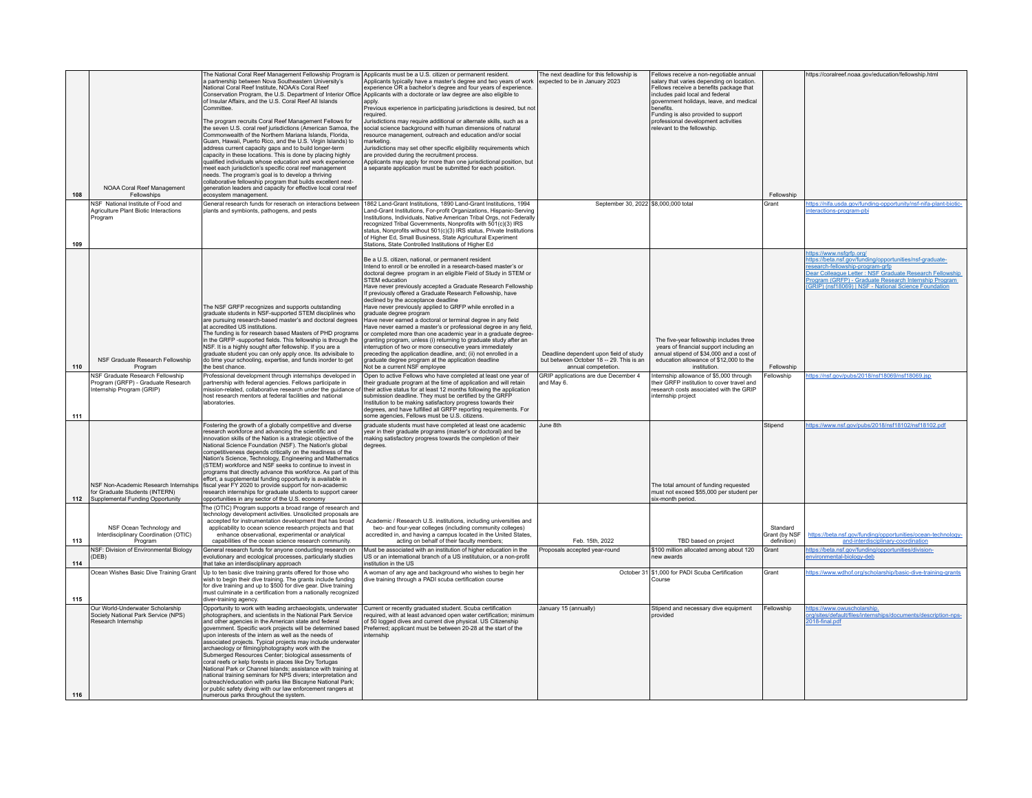| | | | | | | | |
|---|---|---|---|---|---|---|---|
| 108 | NOAA Coral Reef Management Fellowships | The National Coral Reef Management Fellowship Program is a partnership between Nova Southeastern University's National Coral Reef Institute, NOAA's Coral Reef Conservation Program, the U.S. Department of Interior Office of Insular Affairs, and the U.S. Coral Reef All Islands Committee.<br><br>The program recruits Coral Reef Management Fellows for the seven U.S. coral reef jurisdictions (American Samoa, the Commonwealth of the Northern Mariana Islands, Florida, Guam, Hawaii, Puerto Rico, and the U.S. Virgin Islands) to address current capacity gaps and to build longer-term capacity in these locations. This is done by placing highly qualified individuals whose education and work experience meet each jurisdiction's specific coral reef management needs. The program's goal is to develop a thriving collaborative fellowship program that builds excellent next-generation leaders and capacity for effective local coral reef ecosystem management. | Applicants must be a U.S. citizen or permanent resident.<br>Applicants typically have a master's degree and two years of work experience OR a bachelor's degree and four years of experience.<br>Applicants with a doctorate or law degree are also eligible to apply.<br>Previous experience in participating jurisdictions is desired, but not required.<br>Jurisdictions may require additional or alternate skills, such as a social science background with human dimensions of natural resource management, outreach and education and/or social marketing.<br>Jurisdictions may set other specific eligibility requirements which are provided during the recruitment process.<br>Applicants may apply for more than one jurisdictional position, but a separate application must be submitted for each position. | The next deadline for this fellowship is expected to be in January 2023 | Fellows receive a non-negotiable annual salary that varies depending on location.<br>Fellows receive a benefits package that includes paid local and federal government holidays, leave, and medical benefits.<br>Funding is also provided to support professional development activities relevant to the fellowship. | Fellowship | https://coralreef.noaa.gov/education/fellowship.html |
| 109 | NSF National Institute of Food and Agriculture Plant Biotic Interactions Program | General research funds for reserach on interactions between plants and symbionts, pathogens, and pests | 1862 Land-Grant Institutions, 1890 Land-Grant Institutions, 1994 Land-Grant Institutions, For-profit Organizations, Hispanic-Serving Institutions, Individuals, Native American Tribal Orgs, not Federally recognized Tribal Governments, Nonprofits with 501(c)(3) IRS status, Nonprofits without 501(c)(3) IRS status, Private Institutions of Higher Ed, Small Business, State Agricultural Experiment Stations, State Controlled Institutions of Higher Ed | September 30, 2022 | $8,000,000 total | Grant | https://nifa.usda.gov/funding-opportunity/nsf-nifa-plant-biotic-interactions-program-pbi |
| 110 | NSF Graduate Research Fellowship Program | The NSF GRFP recognizes and supports outstanding graduate students in NSF-supported STEM disciplines who are pursuing research-based master's and doctoral degrees at accredited US institutions.<br>The funding is for research based Masters of PHD programs in the GRFP -supported fields. This fellowship is through the NSF. It is a highly sought after fellowship. If you are a graduate student you can only apply once. Its advisibale to do time your schooling, expertise, and funds inorder to get the best chance. | Be a U.S. citizen, national, or permanent resident<br>Intend to enroll or be enrolled in a research-based master's or doctoral degree program in an eligible Field of Study in STEM or STEM education<br>Have never previously accepted a Graduate Research Fellowship<br>If previously offered a Graduate Research Fellowship, have declined by the acceptance deadline<br>Have never previously applied to GRFP while enrolled in a graduate degree program<br>Have never earned a doctoral or terminal degree in any field<br>Have never earned a master's or professional degree in any field, or completed more than one academic year in a graduate degree-granting program, unless (i) returning to graduate study after an interruption of two or more consecutive years immediately preceding the application deadline, and; (ii) not enrolled in a graduate degree program at the application deadline<br>Not be a current NSF employee | Deadline dependent upon field of study but between October 18 -- 29. This is an annual competetion. | The five-year fellowship includes three years of financial support including an annual stipend of $34,000 and a cost of education allowance of $12,000 to the institution. | Fellowship | https://www.nsfgrfp.org/<br>https://beta.nsf.gov/funding/opportunities/nsf-graduate-research-fellowship-program-grfp<br>Dear Colleague Letter : NSF Graduate Research Fellowship Program (GRFP) - Graduate Research Internship Program (GRIP) (nsf18069) \| NSF - National Science Foundation |
| 111 | NSF Graduate Research Fellowship Program (GRFP) - Graduate Research Internship Program (GRIP) | Professional development through internships developed in partnership with federal agencies. Fellows participate in mission-related, collaborative research under the guidance of host research mentors at federal facilities and national laboratories. | Open to active Fellows who have completed at least one year of their graduate program at the time of application and will retain their active status for at least 12 months following the application submission deadline. They must be certified by the GRFP Institution to be making satisfactory progress towards their degrees, and have fulfilled all GRFP reporting requirements. For some agencies, Fellows must be U.S. citizens. | GRIP applications are due December 4 and May 6. | Internship allowance of $5,000 through their GRFP institution to cover travel and research costs associated with the GRIP internship project | Fellowship | https://nsf.gov/pubs/2018/nsf18069/nsf18069.jsp |
| 112 | NSF Non-Academic Research Internships for Graduate Students (INTERN) Supplemental Funding Opportunity | Fostering the growth of a globally competitive and diverse research workforce and advancing the scientific and innovation skills of the Nation is a strategic objective of the National Science Foundation (NSF). The Nation's global competitiveness depends critically on the readiness of the Nation's Science, Technology, Engineering and Mathematics (STEM) workforce and NSF seeks to continue to invest in programs that directly advance this workforce. As part of this effort, a supplemental funding opportunity is available in fiscal year FY 2020 to provide support for non-academic research internships for graduate students to support career opportunities in any sector of the U.S. economy | graduate students must have completed at least one academic year in their graduate programs (master's or doctoral) and be making satisfactory progress towards the completion of their degrees. | June 8th | The total amount of funding requested must not exceed $55,000 per student per six-month period. | Stipend | https://www.nsf.gov/pubs/2018/nsf18102/nsf18102.pdf |
| 113 | NSF Ocean Technology and Interdisciplinary Coordination (OTIC) Program | The (OTIC) Program supports a broad range of research and technology development activities. Unsolicited proposals are accepted for instrumentation development that has broad applicability to ocean science research projects and that enhance observational, experimental or analytical capabilities of the ocean science research community. | Academic / Research U.S. institutions, including universities and two- and four-year colleges (including community colleges) accredited in, and having a campus located in the United States, acting on behalf of their faculty members; | Feb. 15th, 2022 | TBD based on project | Standard Grant (by NSF definition) | https://beta.nsf.gov/funding/opportunities/ocean-technology-and-interdisciplinary-coordination |
| 114 | NSF: Division of Environmental Biology (DEB) | General research funds for anyone conducting research on evolutionary and ecological processes, particularly studies that take an interdisciplinary approach | Must be associated with an institution of higher education in the US or an international branch of a US instituiton, or a non-profit institution in the US | Proposals accepted year-round | $100 million allocated among about 120 new awards | Grant | https://beta.nsf.gov/funding/opportunities/division-environmental-biology-deb |
| 115 | Ocean Wishes Basic Dive Training Grant | Up to ten basic diving training grants offered for those who wish to begin their dive training. The grants include funding for dive training and up to $500 for dive gear. Dive training must culminate in a certification from a nationally recognized diver-training agency. | A woman of any age and background who wishes to begin her dive training through a PADI scuba certification course | October 31 | $1,000 for PADI Scuba Certification Course | Grant | https://www.wdhof.org/scholarship/basic-dive-training-grants |
| 116 | Our World-Underwater Scholarship Society National Park Service (NPS) Research Internship | Opportunity to work with leading archaeologists, underwater photographers, and scientists in the National Park Service and other agencies in the American state and federal government. Specific work projects will be determined based upon interests of the intern as well as the needs of associated projects. Typical projects may include underwater archaeology or filming/photography work with the Submerged Resources Center; biological assessments of coral reefs or kelp forests in places like Dry Tortugas National Park or Channel Islands; assistance with training at national training seminars for NPS divers; interpretation and outreach/education with parks like Biscayne National Park; or public safety diving with our law enforcement rangers at numerous parks throughout the system. | Current or recently graduated student. Scuba certification required, with at least advanced open water certification; minimum of 50 logged dives and current dive physical. US Citizenship Preferred; applicant must be between 20-28 at the start of the internship | January 15 (annually) | Stipend and necessary dive equipment provided | Fellowship | https://www.owuscholarship.org/sites/default/files/internships/documents/description-nps-2018-final.pdf |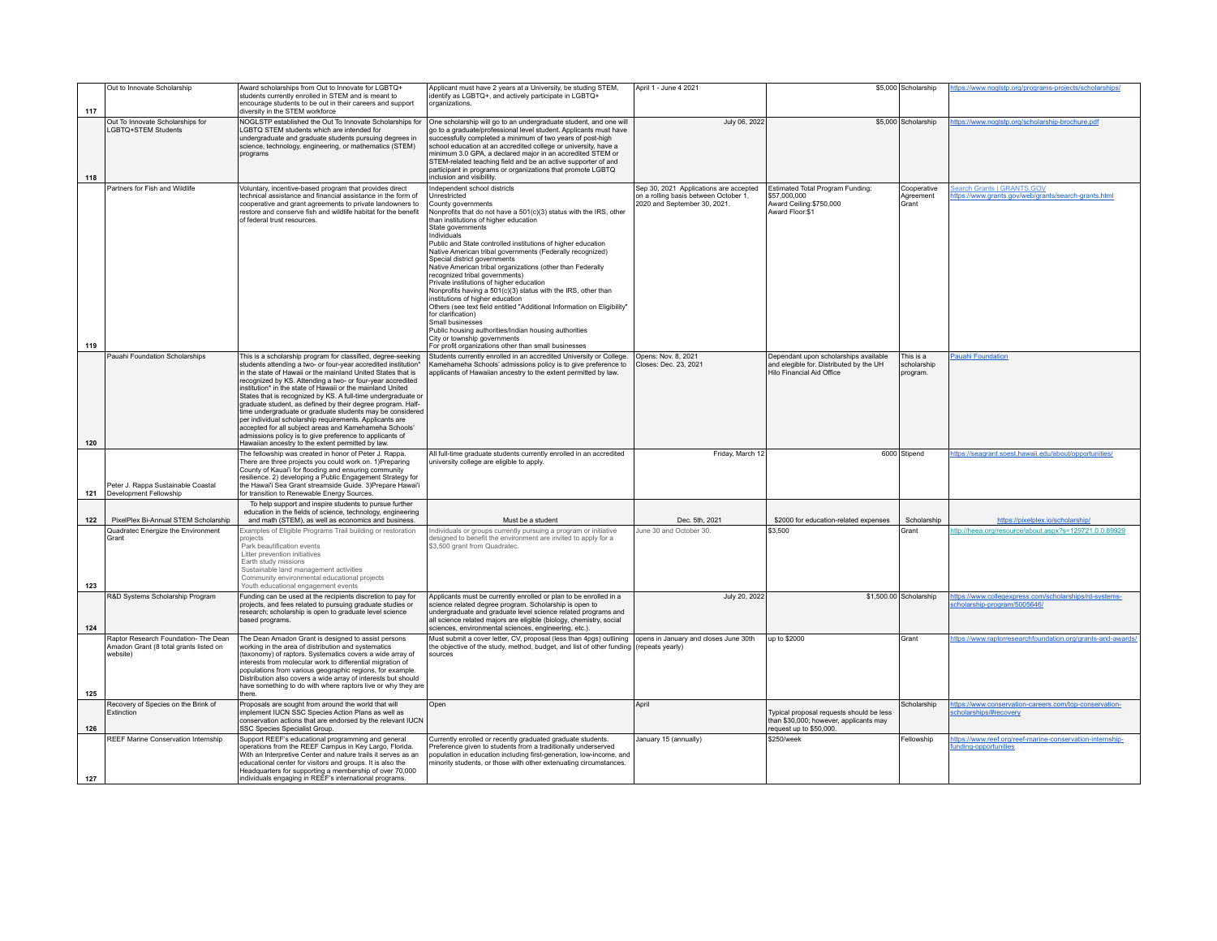| | | | | | | | |
|---|---|---|---|---|---|---|---|
| 117 | Out to Innovate Scholarship | Award scholarships from Out to Innovate for LGBTQ+ students currently enrolled in STEM and is meant to encourage students to be out in their careers and support diversity in the STEM workforce | Applicant must have 2 years at a University, be studing STEM, identify as LGBTQ+, and actively participate in LGBTQ+ organizations. | April 1 - June 4 2021 | $5,000 | Scholarship | https://www.noglstp.org/programs-projects/scholarships/ |
| 118 | Out To Innovate Scholarships for LGBTQ+STEM Students | NOGLSTP established the Out To Innovate Scholarships for LGBTQ STEM students which are intended for undergraduate and graduate students pursuing degrees in science, technology, engineering, or mathematics (STEM) programs | One scholarship will go to an undergraduate student, and one will go to a graduate/professional level student. Applicants must have successfully completed a minimum of two years of post-high school education at an accredited college or university, have a minimum 3.0 GPA, a declared major in an accredited STEM or STEM-related teaching field and be an active supporter of and participant in programs or organizations that promote LGBTQ inclusion and visibility. | July 06, 2022 | $5,000 | Scholarship | https://www.noglstp.org/scholarship-brochure.pdf |
| 119 | Partners for Fish and Wildlife | Voluntary, incentive-based program that provides direct technical assistance and financial assistance in the form of cooperative and grant agreements to private landowners to restore and conserve fish and wildlife habitat for the benefit of federal trust resources. | Independent school districts<br>Unrestricted<br>County governments<br>Nonprofits that do not have a 501(c)(3) status with the IRS, other than institutions of higher education<br>State governments<br>Individuals<br>Public and State controlled institutions of higher education<br>Native American tribal governments (Federally recognized)<br>Special district governments<br>Native American tribal organizations (other than Federally recognized tribal governments)<br>Private institutions of higher education<br>Nonprofits having a 501(c)(3) status with the IRS, other than institutions of higher education<br>Others (see text field entitled "Additional Information on Eligibility" for clarification)<br>Small businesses<br>Public housing authorities/Indian housing authorities<br>City or township governments<br>For profit organizations other than small businesses | Sep 30, 2021 Applications are accepted on a rolling basis between October 1, 2020 and September 30, 2021. | Estimated Total Program Funding: $57,000,000<br>Award Ceiling:$750,000<br>Award Floor:$1 | Cooperative Agreement Grant | Search Grants \| GRANTS.GOV<br>https://www.grants.gov/web/grants/search-grants.html |
| 120 | Pauahi Foundation Scholarships | This is a scholarship program for classified, degree-seeking students attending a two- or four-year accredited institution* in the state of Hawaii or the mainland United States that is recognized by KS. Attending a two- or four-year accredited institution* in the state of Hawaii or the mainland United States that is recognized by KS. A full-time undergraduate or graduate student, as defined by their degree program. Half-time undergraduate or graduate students may be considered per individual scholarship requirements. Applicants are accepted for all subject areas and Kamehameha Schools' admissions policy is to give preference to applicants of Hawaiian ancestry to the extent permitted by law. | Students currently enrolled in an accredited University or College. Kamehameha Schools' admissions policy is to give preference to applicants of Hawaiian ancestry to the extent permitted by law. | Opens: Nov. 8, 2021<br>Closes: Dec. 23, 2021 | Dependant upon scholarships available and elegible for. Distributed by the UH Hilo Financial Aid Office | This is a scholarship program. | Pauahi Foundation |
| 121 | Peter J. Rappa Sustainable Coastal Development Fellowship | The fellowship was created in honor of Peter J. Rappa. There are three projects you could work on. 1)Preparing County of Kaua'i for flooding and ensuring community resilience. 2) developing a Public Engagement Strategy for the Hawai'i Sea Grant streamside Guide. 3)Prepare Hawai'i for transition to Renewable Energy Sources. | All full-time graduate students currently enrolled in an accredited university college are eligible to apply. | Friday, March 12 | 6000 | Stipend | https://seagrant.soest.hawaii.edu/about/opportunities/ |
| 122 | PixelPlex Bi-Annual STEM Scholarship | To help support and inspire students to pursue further education in the fields of science, technology, engineering and math (STEM), as well as economics and business. | Must be a student | Dec. 5th, 2021 | $2000 for education-related expenses | Scholarship | https://pixelplex.io/scholarship/ |
| 123 | Quadratec Energize the Environment Grant | Examples of Eligible Programs Trail building or restoration projects<br>Park beautification events<br>Litter prevention initiatives<br>Earth study missions<br>Sustainable land management activities<br>Community environmental educational projects<br>Youth educational engagement events | Individuals or groups currently pursuing a program or initiative designed to benefit the environment are invited to apply for a $3,500 grant from Quadratec. | June 30 and October 30. | $3,500 | Grant | http://heea.org/resource/about.aspx?s=129721.0.0.89929 |
| 124 | R&D Systems Scholarship Program | Funding can be used at the recipients discretion to pay for projects, and fees related to pursuing graduate studies or research; scholarship is open to graduate level science based programs. | Applicants must be currently enrolled or plan to be enrolled in a science related degree program. Scholarship is open to undergraduate and graduate level science related programs and all science related majors are eligible (biology, chemistry, social sciences, environmental sciences, engineering, etc.). | July 20, 2022 | $1,500.00 | Scholarship | https://www.collegexpress.com/scholarships/rd-systems-scholarship-program/5005646/ |
| 125 | Raptor Research Foundation- The Dean Amadon Grant (8 total grants listed on website) | The Dean Amadon Grant is designed to assist persons working in the area of distribution and systematics (taxonomy) of raptors. Systematics covers a wide array of interests from molecular work to differential migration of populations from various geographic regions, for example. Distribution also covers a wide array of interests but should have something to do with where raptors live or why they are there. | Must submit a cover letter, CV, proposal (less than 4pgs) outlining the objective of the study, method, budget, and list of other funding sources | opens in January and closes June 30th (repeats yearly) | up to $2000 | Grant | https://www.raptorresearchfoundation.org/grants-and-awards/ |
| 126 | Recovery of Species on the Brink of Extinction | Proposals are sought from around the world that will implement IUCN SSC Species Action Plans as well as conservation actions that are endorsed by the relevant IUCN SSC Species Specialist Group. | Open | April | Typical proposal requests should be less than $30,000; however, applicants may request up to $50,000. | Scholarship | https://www.conservation-careers.com/top-conservation-scholarships/#recovery |
| 127 | REEF Marine Conservation Internship | Support REEF's educational programming and general operations from the REEF Campus in Key Largo, Florida. With an Interpretive Center and nature trails it serves as an educational center for visitors and groups. It is also the Headquarters for supporting a membership of over 70,000 individuals engaging in REEF's international programs. | Currently enrolled or recently graduated graduate students. Preference given to students from a traditionally underserved population in education including first-generation, low-income, and minority students, or those with other extenuating circumstances. | January 15 (annually) | $250/week | Fellowship | https://www.reef.org/reef-marine-conservation-internship-funding-opportunities |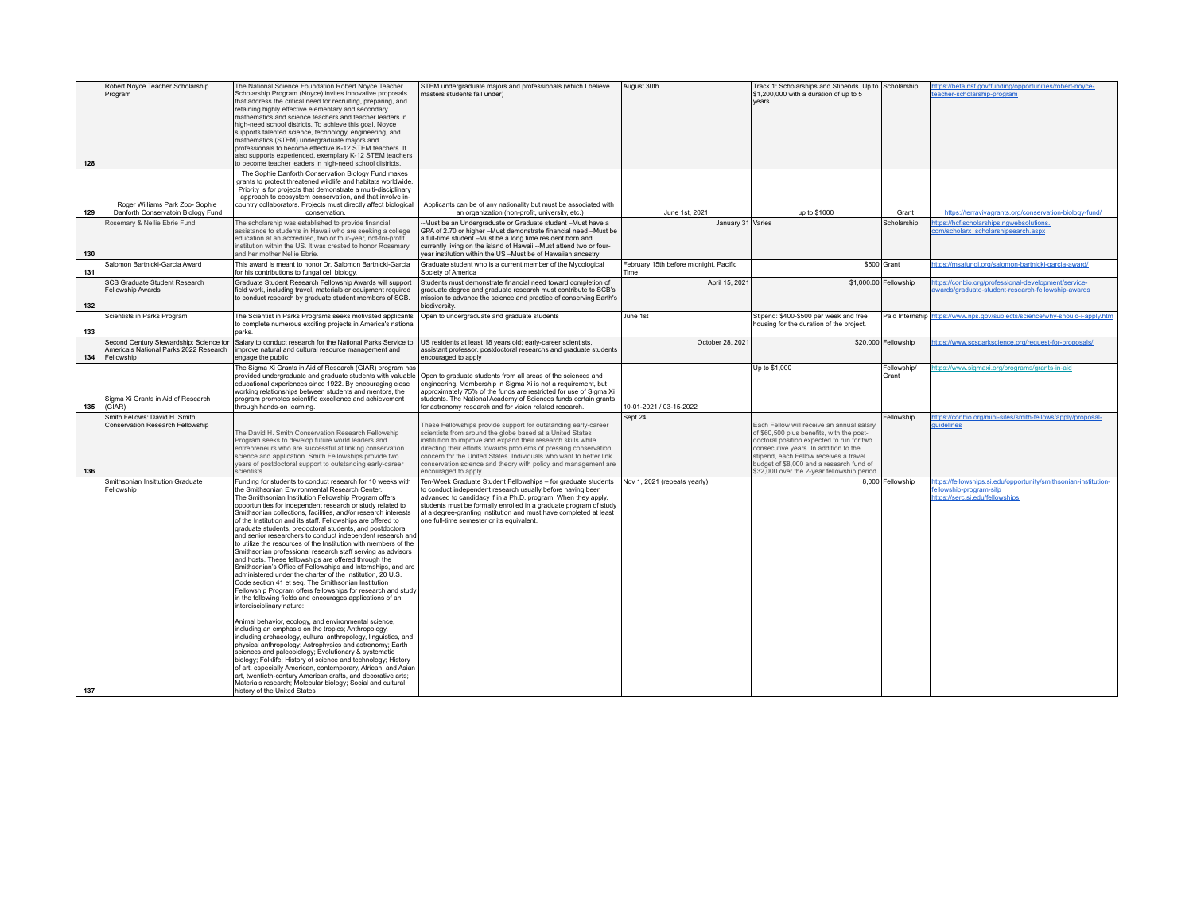| | | | | | | | |
|---|---|---|---|---|---|---|---|
| 128 | Robert Noyce Teacher Scholarship Program | The National Science Foundation Robert Noyce Teacher Scholarship Program (Noyce) invites innovative proposals that address the critical need for recruiting, preparing, and retaining highly effective elementary and secondary mathematics and science teachers and teacher leaders in high-need school districts. To achieve this goal, Noyce supports talented science, technology, engineering, and mathematics (STEM) undergraduate majors and professionals to become effective K-12 STEM teachers. It also supports experienced, exemplary K-12 STEM teachers to become teacher leaders in high-need school districts. | STEM undergraduate majors and professionals (which I believe masters students fall under) | August 30th | Track 1: Scholarships and Stipends. Up to $1,200,000 with a duration of up to 5 years. | Scholarship | https://beta.nsf.gov/funding/opportunities/robert-noyce-teacher-scholarship-program |
| 129 | Roger Williams Park Zoo- Sophie Danforth Conservatoin Biology Fund | The Sophie Danforth Conservation Biology Fund makes grants to protect threatened wildlife and habitats worldwide. Priority is for projects that demonstrate a multi-disciplinary approach to ecosystem conservation, and that involve in-country collaborators. Projects must directly affect biological conservation. | Applicants can be of any nationality but must be associated with an organization (non-profit, university, etc.) | June 1st, 2021 | up to $1000 | Grant | https://terravivagrants.org/conservation-biology-fund/ |
| 130 | Rosemary & Nellie Ebrie Fund | The scholarship was established to provide financial assistance to students in Hawaii who are seeking a college education at an accredited, two or four-year, not-for-profit institution within the US. It was created to honor Rosemary and her mother Nellie Ebrie. | --Must be an Undergraduate or Graduate student --Must have a GPA of 2.70 or higher --Must demonstrate financial need --Must be a full-time student --Must be a long time resident born and currently living on the island of Hawaii --Must attend two or four-year institution within the US --Must be of Hawaiian ancestry | January 31 | Varies | Scholarship | https://hcf.scholarships.ngwebsolutions.com/scholarx_scholarshipsearch.aspx |
| 131 | Salomon Bartnicki-Garcia Award | This award is meant to honor Dr. Salomon Bartnicki-Garcia for his contributions to fungal cell biology. | Graduate student who is a current member of the Mycological Society of America | February 15th before midnight, Pacific Time | $500 | Grant | https://msafungi.org/salomon-bartnicki-garcia-award/ |
| 132 | SCB Graduate Student Research Fellowship Awards | Graduate Student Research Fellowship Awards will support field work, including travel, materials or equipment required to conduct research by graduate student members of SCB. | Students must demonstrate financial need toward completion of graduate degree and graduate research must contribute to SCB's mission to advance the science and practice of conserving Earth's biodiversity. | April 15, 2021 | $1,000.00 | Fellowship | https://conbio.org/professional-development/service-awards/graduate-student-research-fellowship-awards |
| 133 | Scientists in Parks Program | The Scientist in Parks Programs seeks motivated applicants to complete numerous exciting projects in America's national parks. | Open to undergraduate and graduate students | June 1st | Stipend: $400-$500 per week and free housing for the duration of the project. | Paid Internship | https://www.nps.gov/subjects/science/why-should-i-apply.htm |
| 134 | Second Century Stewardship: Science for America's National Parks 2022 Research Fellowship | Salary to conduct research for the National Parks Service to improve natural and cultural resource management and engage the public | US residents at least 18 years old; early-career scientists, assistant professor, postdoctoral researchs and graduate students encouraged to apply | October 28, 2021 | $20,000 | Fellowship | https://www.scsparkscience.org/request-for-proposals/ |
| 135 | Sigma Xi Grants in Aid of Research (GIAR) | The Sigma Xi Grants in Aid of Research (GIAR) program has provided undergraduate and graduate students with valuable educational experiences since 1922. By encouraging close working relationships between students and mentors, the program promotes scientific excellence and achievement through hands-on learning. | Open to graduate students from all areas of the sciences and engineering. Membership in Sigma Xi is not a requirement, but approximately 75% of the funds are restricted for use of Sigma Xi students. The National Academy of Sciences funds certain grants for astronomy research and for vision related research. | 10-01-2021 / 03-15-2022 | Up to $1,000 | Fellowship/ Grant | https://www.sigmaxi.org/programs/grants-in-aid |
| 136 | Smith Fellows: David H. Smith Conservation Research Fellowship | The David H. Smith Conservation Research Fellowship Program seeks to develop future world leaders and entrepreneurs who are successful at linking conservation science and application. Smith Fellowships provide two years of postdoctoral support to outstanding early-career scientists. | These Fellowships provide support for outstanding early-career scientists from around the globe based at a United States institution to improve and expand their research skills while directing their efforts towards problems of pressing conservation concern for the United States. Individuals who want to better link conservation science and theory with policy and management are encouraged to apply. | Sept 24 | Each Fellow will receive an annual salary of $60,500 plus benefits, with the post-doctoral position expected to run for two consecutive years. In addition to the stipend, each Fellow receives a travel budget of $8,000 and a research fund of $32,000 over the 2-year fellowship period. | Fellowship | https://conbio.org/mini-sites/smith-fellows/apply/proposal-guidelines |
| 137 | Smithsonian Insittution Graduate Fellowship | Funding for students to conduct research for 10 weeks with the Smithsonian Environmental Research Center. The Smithsonian Institution Fellowship Program offers opportunities for independent research or study related to Smithsonian collections, facilities, and/or research interests of the Institution and its staff. Fellowships are offered to graduate students, predoctoral students, and postdoctoral and senior researchers to conduct independent research and to utilize the resources of the Institution with members of the Smithsonian professional research staff serving as advisors and hosts. These fellowships are offered through the Smithsonian's Office of Fellowships and Internships, and are administered under the charter of the Institution, 20 U.S. Code section 41 et seq. The Smithsonian Institution Fellowship Program offers fellowships for research and study in the following fields and encourages applications of an interdisciplinary nature: Animal behavior, ecology, and environmental science, including an emphasis on the tropics; Anthropology, including archaeology, cultural anthropology, linguistics, and physical anthropology; Astrophysics and astronomy; Earth sciences and paleobiology; Evolutionary & systematic biology; Folklife; History of science and technology; History of art, especially American, contemporary, African, and Asian art, twentieth-century American crafts, and decorative arts; Materials research; Molecular biology; Social and cultural history of the United States | Ten-Week Graduate Student Fellowships – for graduate students to conduct independent research usually before having been advanced to candidacy if in a Ph.D. program. When they apply, students must be formally enrolled in a graduate program of study at a degree-granting institution and must have completed at least one full-time semester or its equivalent. | Nov 1, 2021 (repeats yearly) | 8,000 | Fellowship | https://fellowships.si.edu/opportunity/smithsonian-institution-fellowship-program-sifp https://serc.si.edu/fellowships |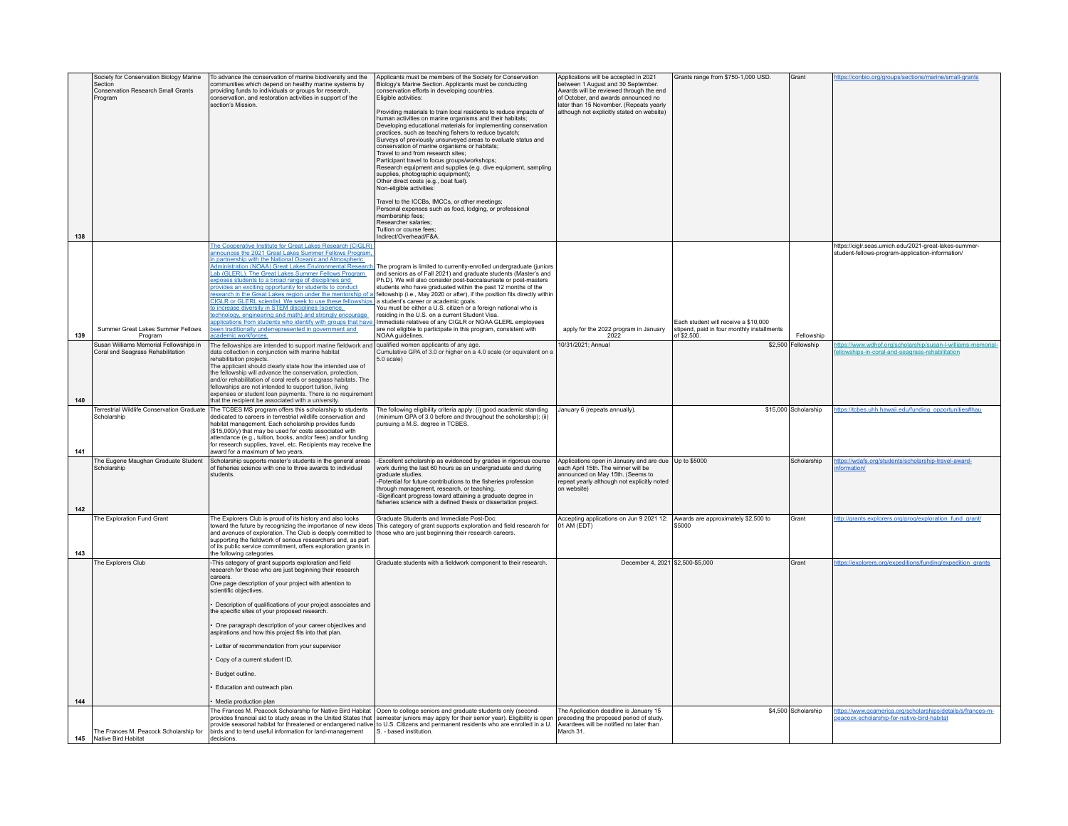| 138 | Society for Conservation Biology Marine Section<br>Conservation Research Small Grants Program | To advance the conservation of marine biodiversity and the communities which depend on healthy marine systems by providing funds to individuals or groups for research, conservation, and restoration activities in support of the section's Mission. | Applicants must be members of the Society for Conservation Biology's Marine Section. Applicants must be conducting conservation efforts in developing countries.<br>Eligible activities:<br><br>Providing materials to train local residents to reduce impacts of human activities on marine organisms and their habitats;<br>Developing educational materials for implementing conservation practices, such as teaching fishers to reduce bycatch;<br>Surveys of previously unsurveyed areas to evaluate status and conservation of marine organisms or habitats;<br>Travel to and from research sites;<br>Participant travel to focus groups/workshops;<br>Research equipment and supplies (e.g. dive equipment, sampling supplies, photographic equipment);<br>Other direct costs (e.g., boat fuel).<br>Non-eligible activities:<br><br>Travel to the ICCBs, IMCCs, or other meetings;<br>Personal expenses such as food, lodging, or professional membership fees;<br>Researcher salaries;<br>Tuition or course fees;<br>Indirect/Overhead/F&A. | Applications will be accepted in 2021 between 1 August and 30 September. Awards will be reviewed through the end of October, and awards announced no later than 15 November. (Repeats yearly although not explicitly stated on website) | Grants range from $750-1,000 USD. | Grant | https://conbio.org/groups/sections/marine/small-grants |
|---|---|---|---|---|---|---|---|
| 139 | Summer Great Lakes Summer Fellows Program | The Cooperative Institute for Great Lakes Research (CIGLR) announces the 2021 Great Lakes Summer Fellows Program, in partnership with the National Oceanic and Atmospheric Administration (NOAA) Great Lakes Environmental Research Lab (GLERL). The Great Lakes Summer Fellows Program exposes students to a broad range of disciplines and provides an exciting opportunity for students to conduct research in the Great Lakes region under the mentorship of a CIGLR or GLERL scientist. We seek to use these fellowships to increase diversity in STEM disciplines (science, technology, engineering and math) and strongly encourage applications from students who identify with groups that have been traditionally underrepresented in government and academic workforces. | The program is limited to currently-enrolled undergraduate (juniors and seniors as of Fall 2021) and graduate students (Master's and Ph.D). We will also consider post-baccalaureate or post-masters students who have graduated within the past 12 months of the fellowship (i.e., May 2020 or after), if the position fits directly within a student's career or academic goals.<br>You must be either a U.S. citizen or a foreign national who is residing in the U.S. on a current Student Visa.<br>Immediate relatives of any CIGLR or NOAA GLERL employees are not eligible to participate in this program, consistent with NOAA guidelines. | apply for the 2022 program in January 2022 | Each student will receive a $10,000 stipend, paid in four monthly installments of $2,500. | Fellowship | https://ciglr.seas.umich.edu/2021-great-lakes-summer-student-fellows-program-application-information/ |
| 140 | Susan Williams Memorial Fellowships in Coral snd Seagrass Rehabilitation | The fellowships are intended to support marine fieldwork and data collection in conjunction with marine habitat rehabilitation projects.<br>The applicant should clearly state how the intended use of the fellowship will advance the conservation, protection, and/or rehabilitation of coral reefs or seagrass habitats. The fellowships are not intended to support tuition, living expenses or student loan payments. There is no requirement that the recipient be associated with a university. | qualified women applicants of any age.<br>Cumulative GPA of 3.0 or higher on a 4.0 scale (or equivalent on a 5.0 scale) | 10/31/2021; Annual | $2,500 | Fellowship | https://www.wdhof.org/scholarship/susan-l-williams-memorial-fellowships-in-coral-and-seagrass-rehabilitation |
| 141 | Terrestrial Wildlife Conservation Graduate Scholarship | The TCBES MS program offers this scholarship to students dedicated to careers in terrestrial wildlife conservation and habitat management. Each scholarship provides funds ($15,000/y) that may be used for costs associated with attendance (e.g., tuition, books, and/or fees) and/or funding for research supplies, travel, etc. Recipients may receive the award for a maximum of two years. | The following eligibility criteria apply: (i) good academic standing (minimum GPA of 3.0 before and throughout the scholarship); (ii) pursuing a M.S. degree in TCBES. | January 6 (repeats annually). | $15,000 | Scholarship | https://tcbes.uhh.hawaii.edu/funding_opportunities#hau |
| 142 | The Eugene Maughan Graduate Student Scholarship | Scholarship supports master's students in the general areas of fisheries science with one to three awards to individual students. | -Excellent scholarship as evidenced by grades in rigorous course work during the last 60 hours as an undergraduate and during graduate studies.<br>-Potential for future contributions to the fisheries profession through management, research, or teaching.<br>-Significant progress toward attaining a graduate degree in fisheries science with a defined thesis or dissertation project. | Applications open in January and are due each April 15th. The winner will be announced on May 15th. (Seems to repeat yearly although not explicitly noted on website) | Up to $5000 | Scholarship | https://wdafs.org/students/scholarship-travel-award-information/ |
| 143 | The Exploration Fund Grant | The Explorers Club is proud of its history and also looks toward the future by recognizing the importance of new ideas and avenues of exploration. The Club is deeply committed to supporting the fieldwork of serious researchers and, as part of its public service commitment, offers exploration grants in the following categories. | Graduate Students and Immediate Post-Doc:<br>This category of grant supports exploration and field research for those who are just beginning their research careers. | Accepting applications on Jun 9 2021 12: 01 AM (EDT) | Awards are approximately $2,500 to $5000 | Grant | http://grants.explorers.org/prog/exploration_fund_grant/ |
| 144 | The Explorers Club | -This category of grant supports exploration and field research for those who are just beginning their research careers.<br>One page description of your project with attention to scientific objectives.<br><br>• Description of qualifications of your project associates and the specific sites of your proposed research.<br><br>• One paragraph description of your career objectives and aspirations and how this project fits into that plan.<br><br>• Letter of recommendation from your supervisor<br><br>• Copy of a current student ID.<br><br>• Budget outline.<br><br>• Education and outreach plan.<br><br>• Media production plan | Graduate students with a fieldwork component to their research. | December 4, 2021 | $2,500-$5,000 | Grant | https://explorers.org/expeditions/funding/expedition_grants |
| 145 | The Frances M. Peacock Scholarship for Native Bird Habitat | The Frances M. Peacock Scholarship for Native Bird Habitat provides financial aid to study areas in the United States that provide seasonal habitat for threatened or endangered native birds and to tend useful information for land-management decisions. | Open to college seniors and graduate students only (second-semester juniors may apply for their senior year). Eligibility is open to U.S. Citizens and permanent residents who are enrolled in a U.S. - based institution. | The Application deadline is January 15 preceding the proposed period of study. Awardees will be notified no later than March 31. | $4,500 | Scholarship | https://www.gcamerica.org/scholarships/details/s/frances-m-peacock-scholarship-for-native-bird-habitat |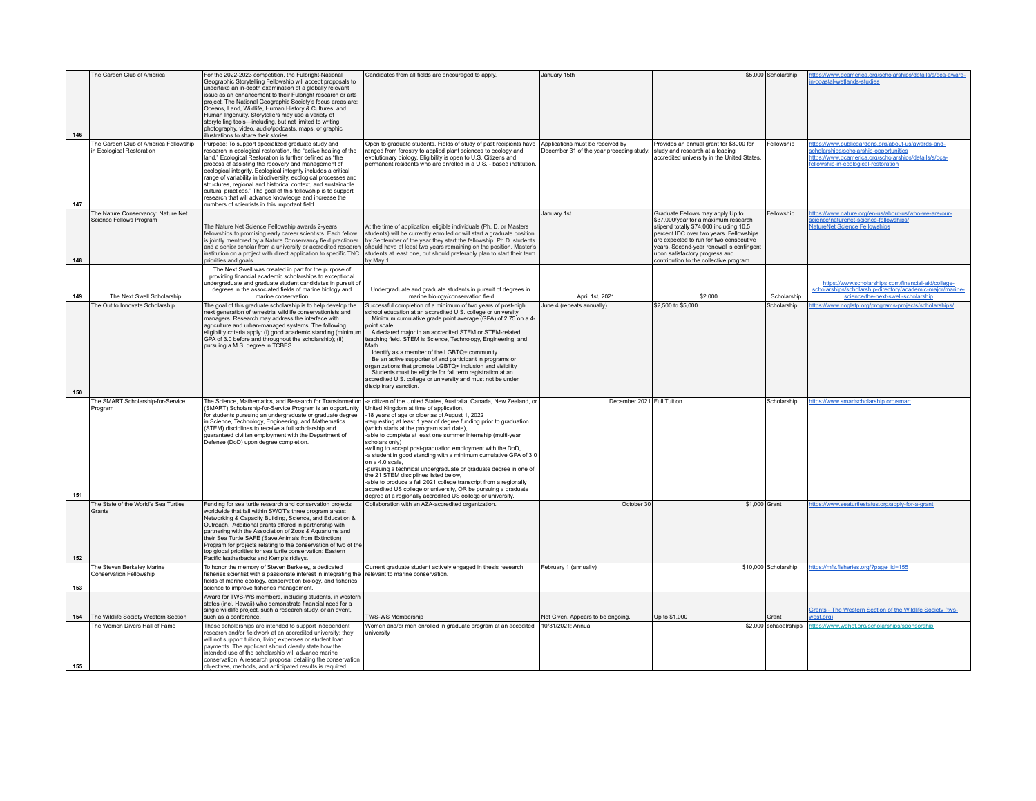| | | | | | | | |
|---|---|---|---|---|---|---|---|
| 146 | The Garden Club of America | For the 2022-2023 competition, the Fulbright-National Geographic Storytelling Fellowship will accept proposals to undertake an in-depth examination of a globally relevant issue as an enhancement to their Fulbright research or arts project. The National Geographic Society's focus areas are: Oceans, Land, Wildlife, Human History & Cultures, and Human Ingenuity. Storytellers may use a variety of storytelling tools—including, but not limited to writing, photography, video, audio/podcasts, maps, or graphic illustrations to share their stories. | Candidates from all fields are encouraged to apply. | January 15th | $5,000 | Scholarship | https://www.gcamerica.org/scholarships/details/s/gca-award-in-coastal-wetlands-studies |
| 147 | The Garden Club of America Fellowship in Ecological Restoration | Purpose: To support specialized graduate study and research in ecological restoration, the "active healing of the land." Ecological Restoration is further defined as "the process of assisting the recovery and management of ecological integrity. Ecological integrity includes a critical range of variability in biodiversity, ecological processes and structures, regional and historical context, and sustainable cultural practices." The goal of this fellowship is to support research that will advance knowledge and increase the numbers of scientists in this important field. | Open to graduate students. Fields of study of past recipients have ranged from forestry to applied plant sciences to ecology and evolutionary biology. Eligibility is open to U.S. Citizens and permanent residents who are enrolled in a U.S. - based institution. | Applications must be received by December 31 of the year preceding study. | Provides an annual grant for $8000 for study and research at a leading accredited university in the United States. | Fellowship | https://www.publicgardens.org/about-us/awards-and-scholarships/scholarship-opportunities https://www.gcamerica.org/scholarships/details/s/gca-fellowship-in-ecological-restoration |
| 148 | The Nature Conservancy: Nature Net Science Fellows Program | The Nature Net Science Fellowship awards 2-years fellowships to promising early career scientists. Each fellow is jointly mentored by a Nature Conservancy field practioner and a senior scholar from a university or accredited research institution on a project with direct application to specific TNC priorities and goals. | At the time of application, eligible individuals (Ph. D. or Masters students) will be currently enrolled or will start a graduate position by September of the year they start the fellowship. Ph.D. students should have at least two years remaining on the position. Master's students at least one, but should preferably plan to start their term by May 1. | January 1st | Graduate Fellows may apply Up to $37,000/year for a maximum research stipend totally $74,000 including 10.5 percent IDC over two years. Fellowships are expected to run for two consecutive years. Second-year renewal is contingent upon satisfactory progress and contribution to the collective program. | Fellowship | https://www.nature.org/en-us/about-us/who-we-are/our-science/naturenet-science-fellowships/ NatureNet Science Fellowships |
| 149 | The Next Swell Scholarship | The Next Swell was created in part for the purpose of providing financial academic scholarships to exceptional undergraduate and graduate student candidates in pursuit of degrees in the associated fields of marine biology and marine conservation. | Undergraduate and graduate students in pursuit of degrees in marine biology/conservation field | April 1st, 2021 | $2,000 | Scholarship | https://www.scholarships.com/financial-aid/college-scholarships/scholarship-directory/academic-major/marine-science/the-next-swell-scholarship |
| 150 | The Out to Innovate Scholarship | The goal of this graduate scholarship is to help develop the next generation of terrestrial wildlife conservationists and managers. Research may address the interface with agriculture and urban-managed systems. The following eligibility criteria apply: (i) good academic standing (minimum GPA of 3.0 before and throughout the scholarship); (ii) pursuing a M.S. degree in TCBES. | Successful completion of a minimum of two years of post-high school education at an accredited U.S. college or university. Minimum cumulative grade point average (GPA) of 2.75 on a 4-point scale. A declared major in an accredited STEM or STEM-related teaching field. STEM is Science, Technology, Engineering, and Math. Identify as a member of the LGBTQ+ community. Be an active supporter of and participant in programs or organizations that promote LGBTQ+ inclusion and visibility. Students must be eligible for fall term registration at an accredited U.S. college or university and must not be under disciplinary sanction. | June 4 (repeats annually). | $2,500 to $5,000 | Scholarship | https://www.noglstp.org/programs-projects/scholarships/ |
| 151 | The SMART Scholarship-for-Service Program | The Science, Mathematics, and Research for Transformation (SMART) Scholarship-for-Service Program is an opportunity for students pursuing an undergraduate or graduate degree in Science, Technology, Engineering, and Mathematics (STEM) disciplines to receive a full scholarship and guaranteed civilian employment with the Department of Defense (DoD) upon degree completion. | -a citizen of the United States, Australia, Canada, New Zealand, or United Kingdom at time of application, -18 years of age or older as of August 1, 2022 -requesting at least 1 year of degree funding prior to graduation (which starts at the program start date), -able to complete at least one summer internship (multi-year scholars only) -willing to accept post-graduation employment with the DoD, -a student in good standing with a minimum cumulative GPA of 3.0 on a 4.0 scale, -pursuing a technical undergraduate or graduate degree in one of the 21 STEM disciplines listed below, -able to produce a fall 2021 college transcript from a regionally accredited US college or university, OR be pursuing a graduate degree at a regionally accredited US college or university. | December 2021 | Full Tuition | Scholarship | https://www.smartscholarship.org/smart |
| 152 | The State of the World's Sea Turtles Grants | Funding for sea turtle research and conservation projects worldwide that fall within SWOT's three program areas: Networking & Capacity Building, Science, and Education & Outreach. Additional grants offered in partnership with partnering with the Association of Zoos & Aquariums and their Sea Turtle SAFE (Save Animals from Extinction) Program for projects relating to the conservation of two of the top global priorities for sea turtle conservation: Eastern Pacific leatherbacks and Kemp's ridleys. | Collaboration with an AZA-accredited organization. | October 30 | $1,000 | Grant | https://www.seaturtlestatus.org/apply-for-a-grant |
| 153 | The Steven Berkeley Marine Conservation Fellowship | To honor the memory of Steven Berkeley, a dedicated fisheries scientist with a passionate interest in integrating the fields of marine ecology, conservation biology, and fisheries science to improve fisheries management. | Current graduate student actively engaged in thesis research relevant to marine conservation. | February 1 (annually) | $10,000 | Scholarship | https://mfs.fisheries.org/?page_id=155 |
| 154 | The Wildlife Society Western Section | Award for TWS-WS members, including students, in western states (incl. Hawaii) who demonstrate financial need for a single wildlife project, such a research study, or an event, such as a conference. | TWS-WS Membership | Not Given. Appears to be ongoing. | Up to $1,000 | Grant | Grants - The Western Section of the Wildlife Society (tws-west.org) |
| 155 | The Women Divers Hall of Fame | These scholarships are intended to support independent research and/or fieldwork at an accredited university; they will not support tuition, living expenses or student loan payments. The applicant should clearly state how the intended use of the scholarship will advance marine conservation. A research proposal detailing the conservation objectives, methods, and anticipated results is required. | Women and/or men enrolled in graduate program at an accedited university | 10/31/2021; Annual | $2,000 | schaoalrships | https://www.wdhof.org/scholarships/sponsorship |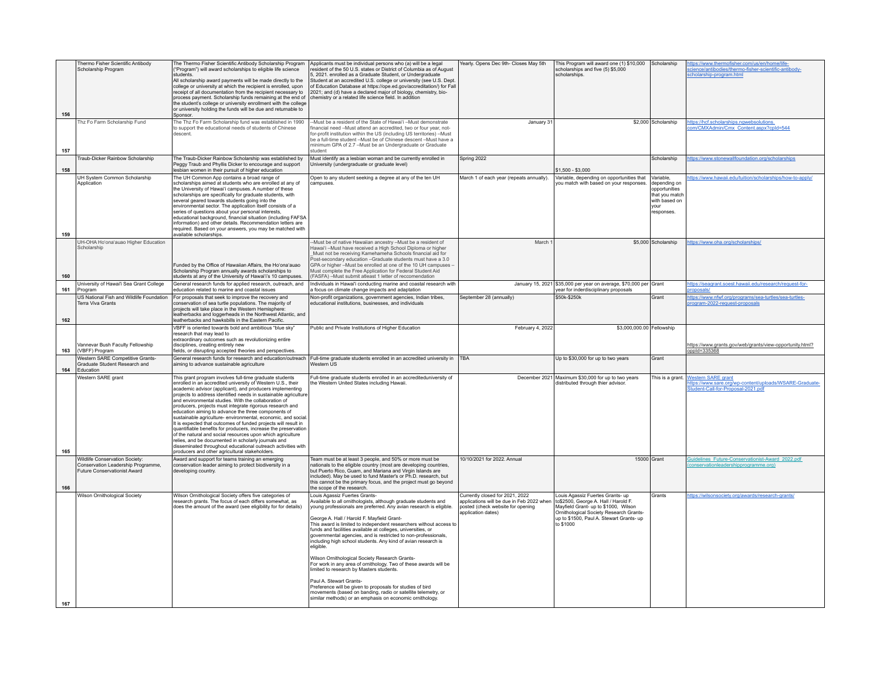| 156 | Thermo Fisher Scientific Antibody Scholarship Program | The Thermo Fisher Scientific Antibody Scholarship Program ("Program") will award scholarships to eligible life science students. All scholarship award payments will be made directly to the college or university at which the recipient is enrolled, upon receipt of all documentation from the recipient necessary to process payment. Scholarship funds remaining at the end of the student's college or university enrollment with the college or university holding the funds will be due and returnable to Sponsor. | Applicants must be individual persons who (a) will be a legal resident of the 50 U.S. states or District of Columbia as of August 5, 2021. enrolled as a Graduate Student, or Undergraduate Student at an accredited U.S. college or university (see U.S. Dept. of Education Database at https://ope.ed.gov/accreditation/) for Fall 2021; and (d) have a declared major of biology, chemistry, bio-chemistry or a related life science field. In addition | Yearly. Opens Dec 9th- Closes May 5th | This Program will award one (1) $10,000 scholarships and five (5) $5,000 scholarships. | Scholarship | https://www.thermofisher.com/us/en/home/life-science/antibodies/thermo-fisher-scientific-antibody-scholarship-program.html |
|---|---|---|---|---|---|---|---|
| 157 | Thz Fo Farm Scholarship Fund | The Thz Fo Farm Scholarship fund was established in 1990 to support the educational needs of students of Chinese descent. | --Must be a resident of the State of Hawai'i –Must demonstrate financial need –Must attend an accredited, two or four year, not-for-profit institution within the US (including US territories) –Must be a full-time student –Must be of Chinese descent –Must have a minimum GPA of 2.7 –Must be an Undergraduate or Graduate student | January 31 | $2,000 | Scholarship | https://hcf.scholarships.ngwebsolutions.com/CMXAdmin/Cmx_Content.aspx?cpId=544 |
| 158 | Traub-Dicker Rainbow Scholarship | The Traub-Dicker Rainbow Scholarship was established by Peggy Traub and Phyllis Dicker to encourage and support lesbian women in their pursuit of higher education | Must identify as a lesbian woman and be currently enrolled in University (undergraduate or graduate level) | Spring 2022 | $1,500 - $3,000 | Scholarship | https://www.stonewallfoundation.org/scholarships |
| 159 | UH System Common Scholarship Application | The UH Common App contains a broad range of scholarships aimed at students who are enrolled at any of the University of Hawai'i campuses. A number of these scholarships are specifically for graduate students, with several geared towards students going into the environmental sector. The application itself consists of a series of questions about your personal interests, educational background, financial situation (including FAFSA information) and other details. Recommendation letters are required. Based on your answers, you may be matched with available scholarships. | Open to any student seeking a degree at any of the ten UH campuses. | March 1 of each year (repeats annually). | Variable, depending on opportunities that you match with based on your responses. | Variable, depending on opportunities that you match with based on your responses. | https://www.hawaii.edu/tuition/scholarships/how-to-apply/ |
| 160 | UH-OHA Ho'ona'auao Higher Education Scholarship | Funded by the Office of Hawaiian Affairs, the Ho'ona'auao Scholarship Program annually awards scholarships to students at any of the University of Hawai'i's 10 campuses. | --Must be of native Hawaiian ancestry –Must be a resident of Hawai'i –Must have received a High School Diploma or higher Must not be receiving Kamehameha Schools financial aid for Post-secondary education –Graduate students must have a 3.0 GPA or higher –Must be enrolled at one of the 10 UH campuses –Must complete the Free Application for Federal Student Aid (FASFA) –Must submit atleast 1 letter of reccomendation | March 1 | $5,000 | Scholarship | https://www.oha.org/scholarships/ |
| 161 | University of Hawai'i Sea Grant College Program | General research funds for applied research, outreach, and education related to marine and coastal issues | Individuals in Hawai'i conducting marine and coastal research with a focus on climate change impacts and adaptation | January 15, 2021 | $35,000 per year on average, $70,000 per year for inderdisciplinary proposals | Grant | https://seagrant.soest.hawaii.edu/research/request-for-proposals/ |
| 162 | US National Fish and Wildlife Foundation Terra Viva Grants | For proposals that seek to improve the recovery and conservation of sea turtle populations. The majority of projects will take place in the Western Hemisphere: leatherbacks and loggerheads in the Northwest Atlantic, and leatherbacks and hawksbills in the Eastern Pacific. | Non-profit organizations, government agencies, Indian tribes, educational institutions, businesses, and individuals | September 28 (annually) | $50k-$250k | Grant | https://www.nfwf.org/programs/sea-turtles/sea-turtles-program-2022-request-proposals |
| 163 | Vannevar Bush Faculty Fellowship (VBFF) Program | VBFF is oriented towards bold and ambitious "blue sky" research that may lead to extraordinary outcomes such as revolutionizing entire disciplines, creating entirely new fields, or disrupting accepted theories and perspectives. | Public and Private Institutions of Higher Education | February 4, 2022 | $3,000,000.00 | Fellowship | https://www.grants.gov/web/grants/view-opportunity.html?oppId=335368 |
| 164 | Western SARE Competitive Grants-Graduate Student Research and Education | General research funds for research and education/outreach aiming to advance sustainable agriculture | Full-time graduate students enrolled in an accredited university in Western US | TBA | Up to $30,000 for up to two years | Grant | |
| 165 | Western SARE grant | This grant program involves full-time graduate students enrolled in an accredited university of Western U.S., their academic advisor (applicant), and producers implementing projects to address identified needs in sustainable agriculture and environmental studies. With the collaboration of producers, projects must integrate rigorous research and education aiming to advance the three components of sustainable agriculture- environmental, economic, and social. It is expected that outcomes of funded projects will result in quantifiable benefits for producers, increase the preservation of the natural and social resources upon which agriculture relies, and be documented in scholarly journals and disseminated throughout educational outreach activities with producers and other agricultural stakeholders. | Full-time graduate students enrolled in an accrediteduniversity of the Western United States including Hawaii. | December 2021 | Maximum $30,000 for up to two years distributed through thier advisor. | This is a grant. | Western SARE grant https://www.sare.org/wp-content/uploads/WSARE-Graduate-Student-Call-for-Proposal-2021.pdf |
| 166 | Wildlife Conservation Society: Conservation Leadership Programme, Future Conservationist Award | Award and support for teams training an emerging conservation leader aiming to protect biodiversity in a developing country. | Team must be at least 3 people, and 50% or more must be nationals to the eligible country (most are developing countries, but Puerto Rico, Guam, and Mariana and Virgin Islands are included). May be used to fund Master's or Ph.D. research, but this cannot be the primary focus, and the project must go beyond the scope of the research. | 10/10/2021 for 2022. Annual | 15000 | Grant | Guidelines_Future-Conservationist-Award_2022.pdf (conservationleadershipprogramme.org) |
| 167 | Wilson Ornithological Society | Wilson Ornithological Society offers five categories of research grants. The focus of each differs somewhat, as does the amount of the award (see eligibility for for details) | Louis Agassiz Fuertes Grants- Available to all ornithologists, although graduate students and young professionals are preferred. Any avian research is eligible.<br><br>George A. Hall / Harold F. Mayfield Grant- This award is limited to independent researchers without access to funds and facilities available at colleges, universities, or governmental agencies, and is restricted to non-professionals, including high school students. Any kind of avian research is eligible.<br><br>Wilson Ornithological Society Research Grants- For work in any area of ornithology. Two of these awards will be limited to research by Masters students.<br><br>Paul A. Stewart Grants- Preference will be given to proposals for studies of bird movements (based on banding, radio or satellite telemetry, or similar methods) or an emphasis on economic ornithology. | Currently closed for 2021, 2022 applications will be due in Feb 2022 when posted (check website for opening application dates) | Louis Agassiz Fuertes Grants- up to$2500, George A. Hall / Harold F. Mayfield Grant- up to $1000, Wilson Ornithological Society Research Grants- up to $1500, Paul A. Stewart Grants- up to $1000 | Grants | https://wilsonsociety.org/awards/research-grants/ |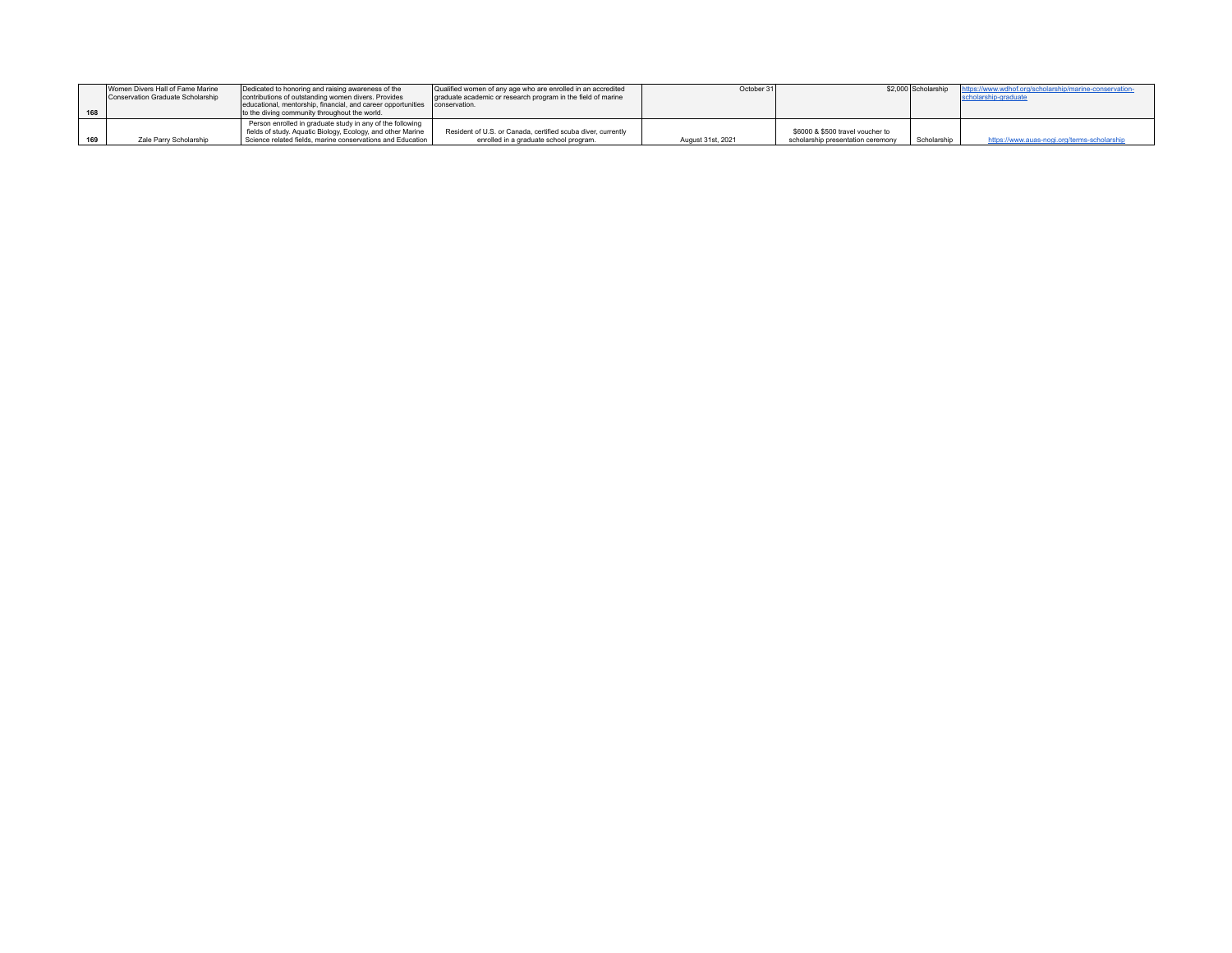| | | | | | | | |
|---|---|---|---|---|---|---|---|
| 168 | Women Divers Hall of Fame Marine Conservation Graduate Scholarship | Dedicated to honoring and raising awareness of the contributions of outstanding women divers. Provides educational, mentorship, financial, and career opportunities to the diving community throughout the world. | Qualified women of any age who are enrolled in an accredited graduate academic or research program in the field of marine conservation. | October 31 | $2,000 | Scholarship | https://www.wdhof.org/scholarship/marine-conservation-scholarship-graduate |
| 169 | Zale Parry Scholarship | Person enrolled in graduate study in any of the following fields of study. Aquatic Biology, Ecology, and other Marine Science related fields, marine conservations and Education | Resident of U.S. or Canada, certified scuba diver, currently enrolled in a graduate school program. | August 31st, 2021 | $6000 & $500 travel voucher to scholarship presentation ceremony | Scholarship | https://www.auas-nogi.org/terms-scholarship |